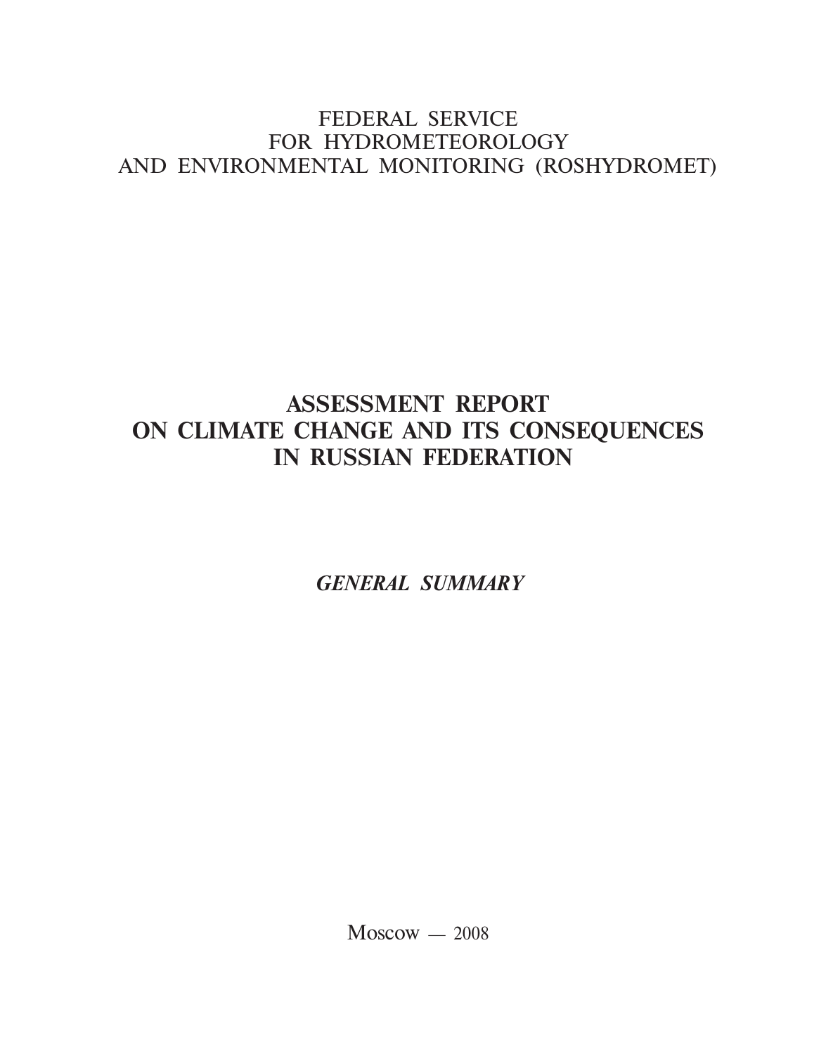FEDERAL SERVICE
FOR HYDROMETEOROLOGY
AND ENVIRONMENTAL MONITORING (ROSHYDROMET)

# ASSESSMENT REPORT ON CLIMATE CHANGE AND ITS CONSEQUENCES IN RUSSIAN FEDERATION

***GENERAL SUMMARY***

Moscow — 2008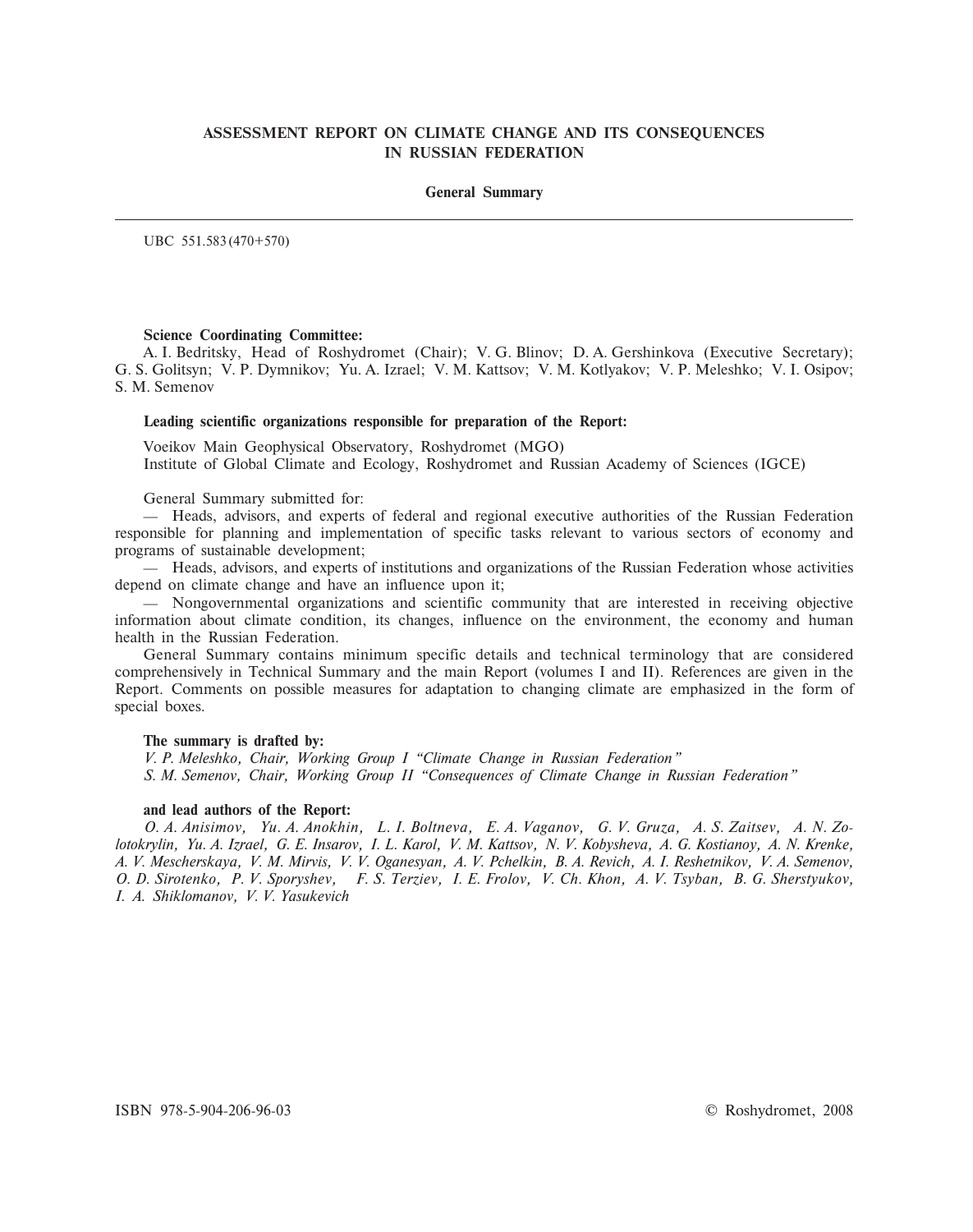# ASSESSMENT REPORT ON CLIMATE CHANGE AND ITS CONSEQUENCES IN RUSSIAN FEDERATION

## General Summary

UBC 551.583(470+570)

**Science Coordinating Committee:**

A. I. Bedritsky, Head of Roshydromet (Chair); V. G. Blinov; D. A. Gershinkova (Executive Secretary); G. S. Golitsyn; V. P. Dymnikov; Yu. A. Izrael; V. M. Kattsov; V. M. Kotlyakov; V. P. Meleshko; V. I. Osipov; S. M. Semenov

**Leading scientific organizations responsible for preparation of the Report:**

Voeikov Main Geophysical Observatory, Roshydromet (MGO)
Institute of Global Climate and Ecology, Roshydromet and Russian Academy of Sciences (IGCE)

General Summary submitted for:

— Heads, advisors, and experts of federal and regional executive authorities of the Russian Federation responsible for planning and implementation of specific tasks relevant to various sectors of economy and programs of sustainable development;

— Heads, advisors, and experts of institutions and organizations of the Russian Federation whose activities depend on climate change and have an influence upon it;

— Nongovernmental organizations and scientific community that are interested in receiving objective information about climate condition, its changes, influence on the environment, the economy and human health in the Russian Federation.

General Summary contains minimum specific details and technical terminology that are considered comprehensively in Technical Summary and the main Report (volumes I and II). References are given in the Report. Comments on possible measures for adaptation to changing climate are emphasized in the form of special boxes.

**The summary is drafted by:**

*V. P. Meleshko, Chair, Working Group I "Climate Change in Russian Federation"*
*S. M. Semenov, Chair, Working Group II "Consequences of Climate Change in Russian Federation"*

**and lead authors of the Report:**

*O. A. Anisimov, Yu. A. Anokhin, L. I. Boltneva, E. A. Vaganov, G. V. Gruza, A. S. Zaitsev, A. N. Zolotokrylin, Yu. A. Izrael, G. E. Insarov, I. L. Karol, V. M. Kattsov, N. V. Kobysheva, A. G. Kostianoy, A. N. Krenke, A. V. Mescherskaya, V. M. Mirvis, V. V. Oganesyan, A. V. Pchelkin, B. A. Revich, A. I. Reshetnikov, V. A. Semenov, O. D. Sirotenko, P. V. Sporyshev, F. S. Terziev, I. E. Frolov, V. Ch. Khon, A. V. Tsyban, B. G. Sherstyukov, I. A. Shiklomanov, V. V. Yasukevich*

ISBN 978-5-904-206-96-03

© Roshydromet, 2008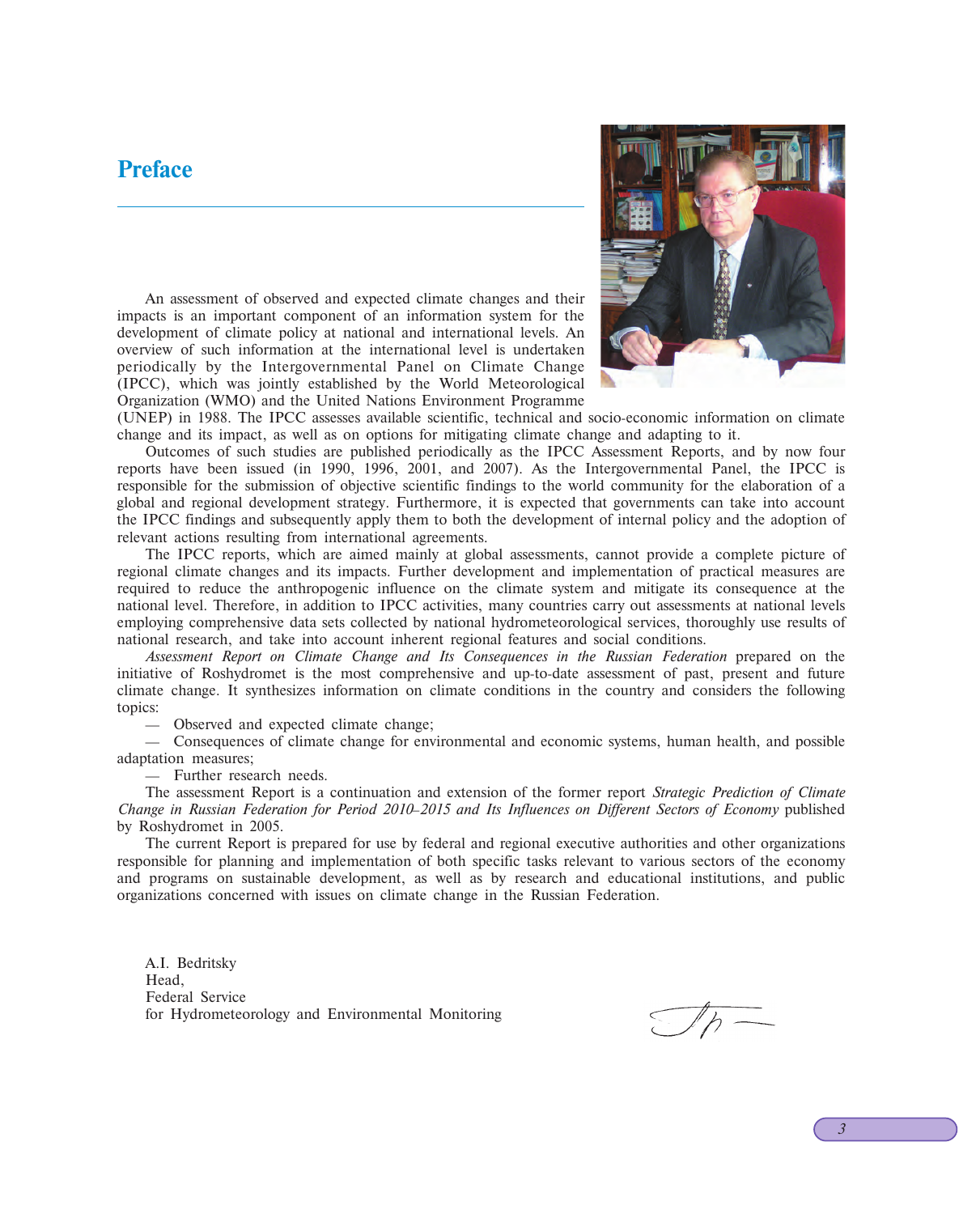# Preface

An assessment of observed and expected climate changes and their impacts is an important component of an information system for the development of climate policy at national and international levels. An overview of such information at the international level is undertaken periodically by the Intergovernmental Panel on Climate Change (IPCC), which was jointly established by the World Meteorological Organization (WMO) and the United Nations Environment Programme (UNEP) in 1988. The IPCC assesses available scientific, technical and socio-economic information on climate change and its impact, as well as on options for mitigating climate change and adapting to it.

Outcomes of such studies are published periodically as the IPCC Assessment Reports, and by now four reports have been issued (in 1990, 1996, 2001, and 2007). As the Intergovernmental Panel, the IPCC is responsible for the submission of objective scientific findings to the world community for the elaboration of a global and regional development strategy. Furthermore, it is expected that governments can take into account the IPCC findings and subsequently apply them to both the development of internal policy and the adoption of relevant actions resulting from international agreements.

The IPCC reports, which are aimed mainly at global assessments, cannot provide a complete picture of regional climate changes and its impacts. Further development and implementation of practical measures are required to reduce the anthropogenic influence on the climate system and mitigate its consequence at the national level. Therefore, in addition to IPCC activities, many countries carry out assessments at national levels employing comprehensive data sets collected by national hydrometeorological services, thoroughly use results of national research, and take into account inherent regional features and social conditions.

*Assessment Report on Climate Change and Its Consequences in the Russian Federation* prepared on the initiative of Roshydromet is the most comprehensive and up-to-date assessment of past, present and future climate change. It synthesizes information on climate conditions in the country and considers the following topics:

— Observed and expected climate change;

— Consequences of climate change for environmental and economic systems, human health, and possible adaptation measures;

— Further research needs.

The assessment Report is a continuation and extension of the former report *Strategic Prediction of Climate Change in Russian Federation for Period 2010–2015 and Its Influences on Different Sectors of Economy* published by Roshydromet in 2005.

The current Report is prepared for use by federal and regional executive authorities and other organizations responsible for planning and implementation of both specific tasks relevant to various sectors of the economy and programs on sustainable development, as well as by research and educational institutions, and public organizations concerned with issues on climate change in the Russian Federation.

A.I. Bedritsky
Head,
Federal Service
for Hydrometeorology and Environmental Monitoring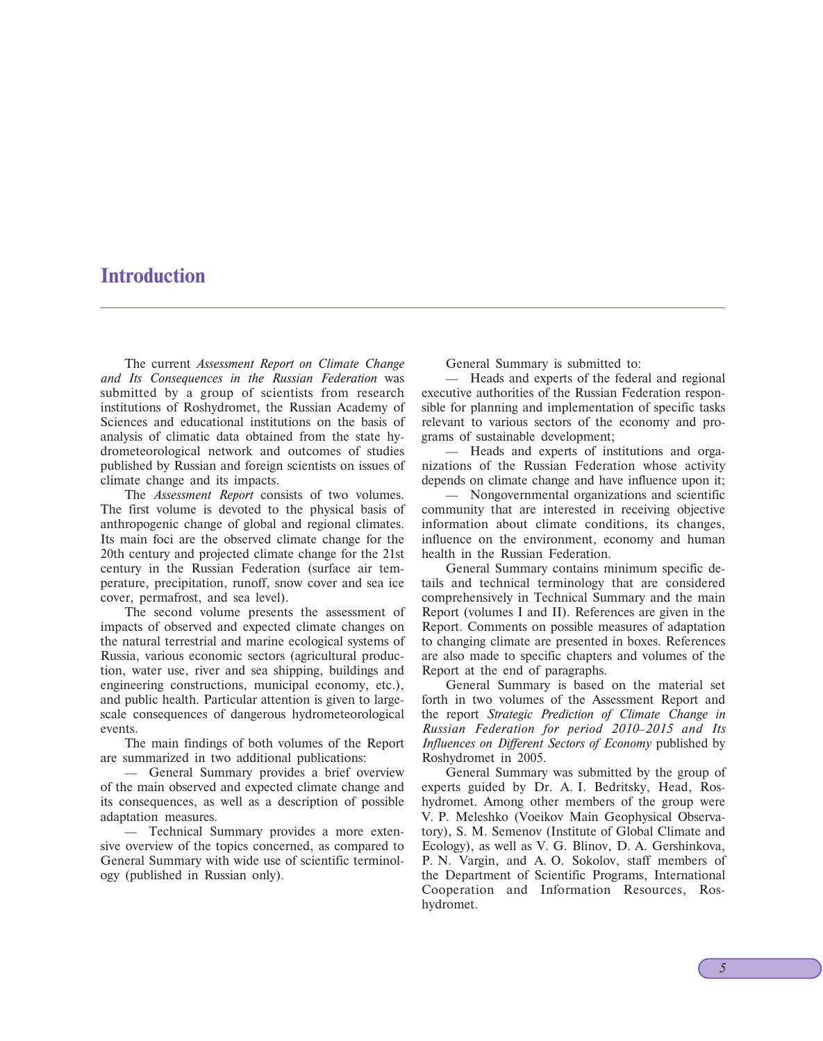# Introduction

The current *Assessment Report on Climate Change and Its Consequences in the Russian Federation* was submitted by a group of scientists from research institutions of Roshydromet, the Russian Academy of Sciences and educational institutions on the basis of analysis of climatic data obtained from the state hydrometeorological network and outcomes of studies published by Russian and foreign scientists on issues of climate change and its impacts.

The *Assessment Report* consists of two volumes. The first volume is devoted to the physical basis of anthropogenic change of global and regional climates. Its main foci are the observed climate change for the 20th century and projected climate change for the 21st century in the Russian Federation (surface air temperature, precipitation, runoff, snow cover and sea ice cover, permafrost, and sea level).

The second volume presents the assessment of impacts of observed and expected climate changes on the natural terrestrial and marine ecological systems of Russia, various economic sectors (agricultural production, water use, river and sea shipping, buildings and engineering constructions, municipal economy, etc.), and public health. Particular attention is given to large-scale consequences of dangerous hydrometeorological events.

The main findings of both volumes of the Report are summarized in two additional publications:

— General Summary provides a brief overview of the main observed and expected climate change and its consequences, as well as a description of possible adaptation measures.

— Technical Summary provides a more extensive overview of the topics concerned, as compared to General Summary with wide use of scientific terminology (published in Russian only).

General Summary is submitted to:

— Heads and experts of the federal and regional executive authorities of the Russian Federation responsible for planning and implementation of specific tasks relevant to various sectors of the economy and programs of sustainable development;

— Heads and experts of institutions and organizations of the Russian Federation whose activity depends on climate change and have influence upon it;

— Nongovernmental organizations and scientific community that are interested in receiving objective information about climate conditions, its changes, influence on the environment, economy and human health in the Russian Federation.

General Summary contains minimum specific details and technical terminology that are considered comprehensively in Technical Summary and the main Report (volumes I and II). References are given in the Report. Comments on possible measures of adaptation to changing climate are presented in boxes. References are also made to specific chapters and volumes of the Report at the end of paragraphs.

General Summary is based on the material set forth in two volumes of the Assessment Report and the report *Strategic Prediction of Climate Change in Russian Federation for period 2010–2015 and Its Influences on Different Sectors of Economy* published by Roshydromet in 2005.

General Summary was submitted by the group of experts guided by Dr. A. I. Bedritsky, Head, Roshydromet. Among other members of the group were V. P. Meleshko (Voeikov Main Geophysical Observatory), S. M. Semenov (Institute of Global Climate and Ecology), as well as V. G. Blinov, D. A. Gershinkova, P. N. Vargin, and A. O. Sokolov, staff members of the Department of Scientific Programs, International Cooperation and Information Resources, Roshydromet.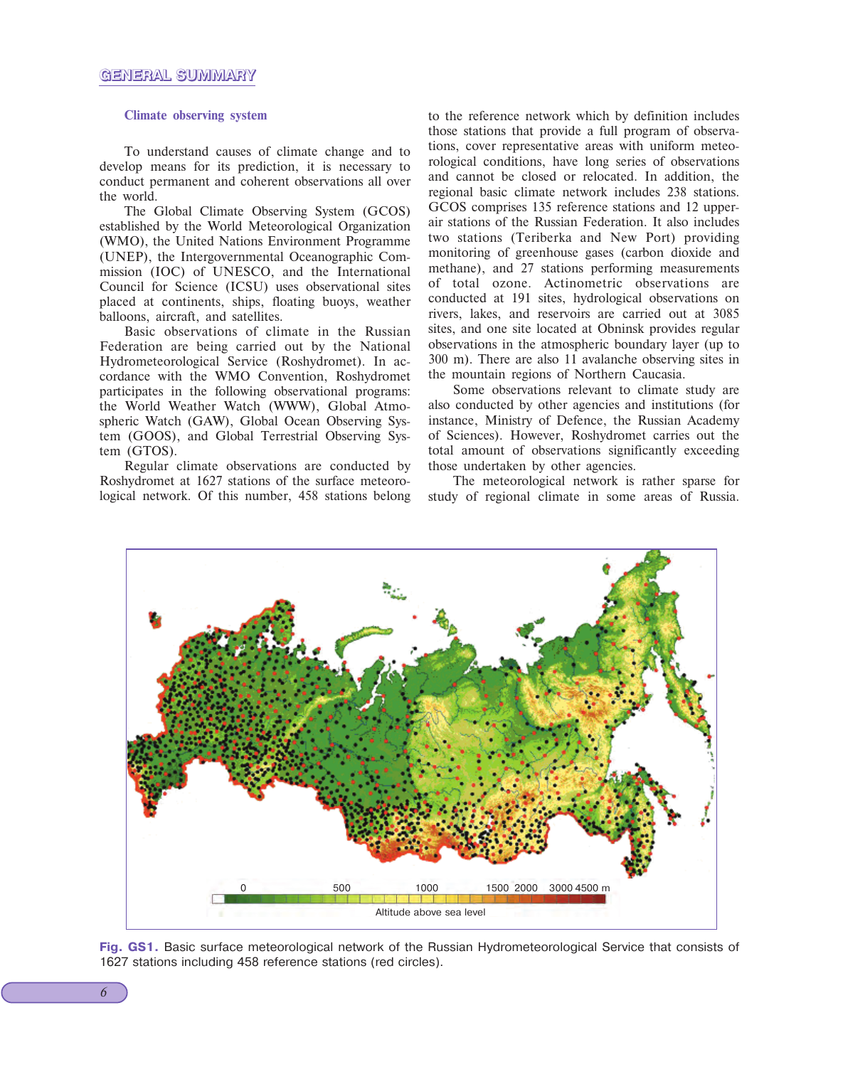### Climate observing system

To understand causes of climate change and to develop means for its prediction, it is necessary to conduct permanent and coherent observations all over the world.

The Global Climate Observing System (GCOS) established by the World Meteorological Organization (WMO), the United Nations Environment Programme (UNEP), the Intergovernmental Oceanographic Commission (IOC) of UNESCO, and the International Council for Science (ICSU) uses observational sites placed at continents, ships, floating buoys, weather balloons, aircraft, and satellites.

Basic observations of climate in the Russian Federation are being carried out by the National Hydrometeorological Service (Roshydromet). In accordance with the WMO Convention, Roshydromet participates in the following observational programs: the World Weather Watch (WWW), Global Atmospheric Watch (GAW), Global Ocean Observing System (GOOS), and Global Terrestrial Observing System (GTOS).

Regular climate observations are conducted by Roshydromet at 1627 stations of the surface meteorological network. Of this number, 458 stations belong to the reference network which by definition includes those stations that provide a full program of observations, cover representative areas with uniform meteorological conditions, have long series of observations and cannot be closed or relocated. In addition, the regional basic climate network includes 238 stations. GCOS comprises 135 reference stations and 12 upper-air stations of the Russian Federation. It also includes two stations (Teriberka and New Port) providing monitoring of greenhouse gases (carbon dioxide and methane), and 27 stations performing measurements of total ozone. Actinometric observations are conducted at 191 sites, hydrological observations on rivers, lakes, and reservoirs are carried out at 3085 sites, and one site located at Obninsk provides regular observations in the atmospheric boundary layer (up to 300 m). There are also 11 avalanche observing sites in the mountain regions of Northern Caucasia.

Some observations relevant to climate study are also conducted by other agencies and institutions (for instance, Ministry of Defence, the Russian Academy of Sciences). However, Roshydromet carries out the total amount of observations significantly exceeding those undertaken by other agencies.

The meteorological network is rather sparse for study of regional climate in some areas of Russia.

**Fig. GS1.** Basic surface meteorological network of the Russian Hydrometeorological Service that consists of 1627 stations including 458 reference stations (red circles).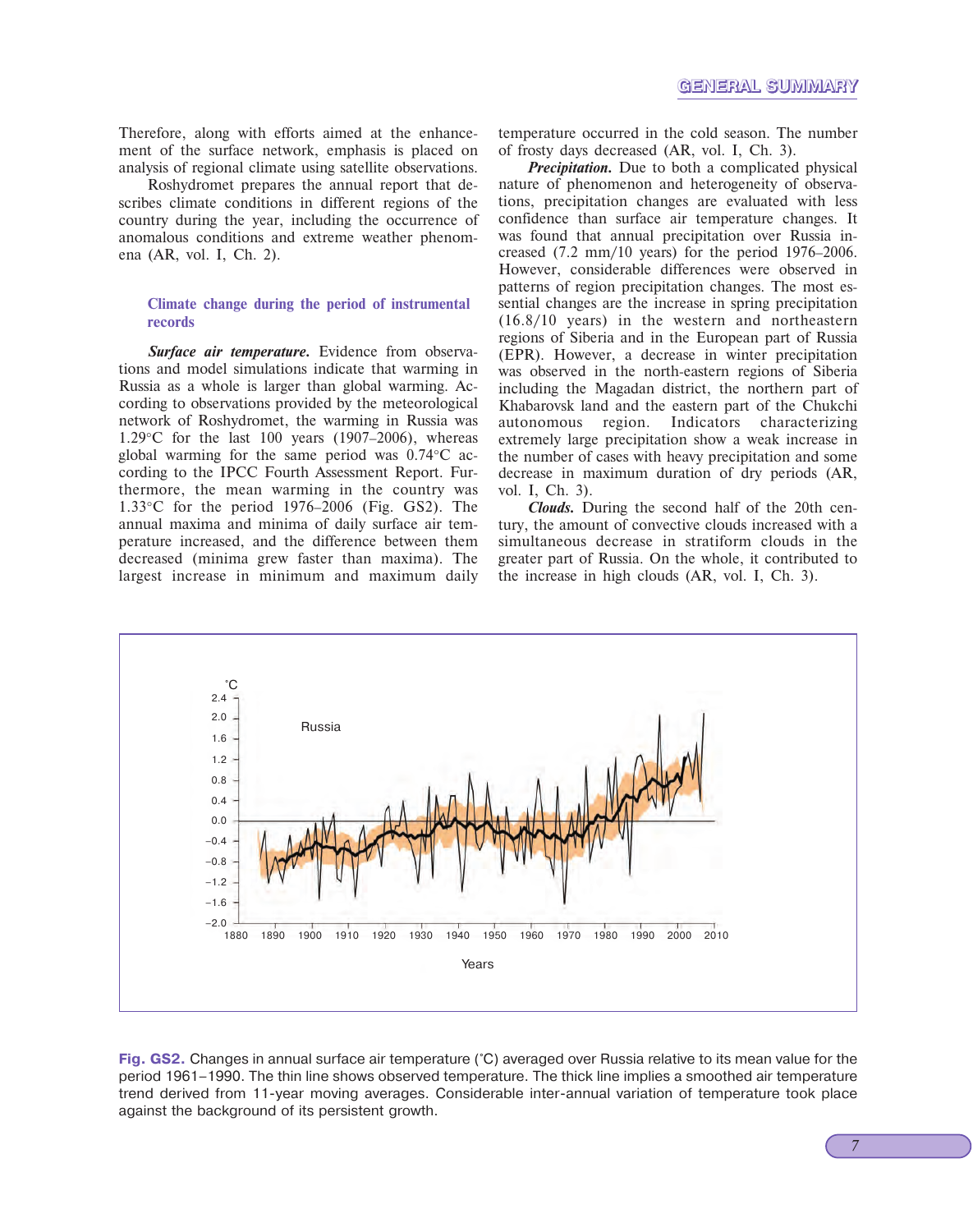Therefore, along with efforts aimed at the enhancement of the surface network, emphasis is placed on analysis of regional climate using satellite observations.

Roshydromet prepares the annual report that describes climate conditions in different regions of the country during the year, including the occurrence of anomalous conditions and extreme weather phenomena (AR, vol. I, Ch. 2).

### Climate change during the period of instrumental records

***Surface air temperature.*** Evidence from observations and model simulations indicate that warming in Russia as a whole is larger than global warming. According to observations provided by the meteorological network of Roshydromet, the warming in Russia was 1.29°C for the last 100 years (1907–2006), whereas global warming for the same period was 0.74°C according to the IPCC Fourth Assessment Report. Furthermore, the mean warming in the country was 1.33°C for the period 1976–2006 (Fig. GS2). The annual maxima and minima of daily surface air temperature increased, and the difference between them decreased (minima grew faster than maxima). The largest increase in minimum and maximum daily temperature occurred in the cold season. The number of frosty days decreased (AR, vol. I, Ch. 3).

***Precipitation.*** Due to both a complicated physical nature of phenomenon and heterogeneity of observations, precipitation changes are evaluated with less confidence than surface air temperature changes. It was found that annual precipitation over Russia increased (7.2 mm/10 years) for the period 1976–2006. However, considerable differences were observed in patterns of region precipitation changes. The most essential changes are the increase in spring precipitation (16.8/10 years) in the western and northeastern regions of Siberia and in the European part of Russia (EPR). However, a decrease in winter precipitation was observed in the north-eastern regions of Siberia including the Magadan district, the northern part of Khabarovsk land and the eastern part of the Chukchi autonomous region. Indicators characterizing extremely large precipitation show a weak increase in the number of cases with heavy precipitation and some decrease in maximum duration of dry periods (AR, vol. I, Ch. 3).

***Clouds.*** During the second half of the 20th century, the amount of convective clouds increased with a simultaneous decrease in stratiform clouds in the greater part of Russia. On the whole, it contributed to the increase in high clouds (AR, vol. I, Ch. 3).

**Fig. GS2.** Changes in annual surface air temperature (°C) averaged over Russia relative to its mean value for the period 1961–1990. The thin line shows observed temperature. The thick line implies a smoothed air temperature trend derived from 11-year moving averages. Considerable inter-annual variation of temperature took place against the background of its persistent growth.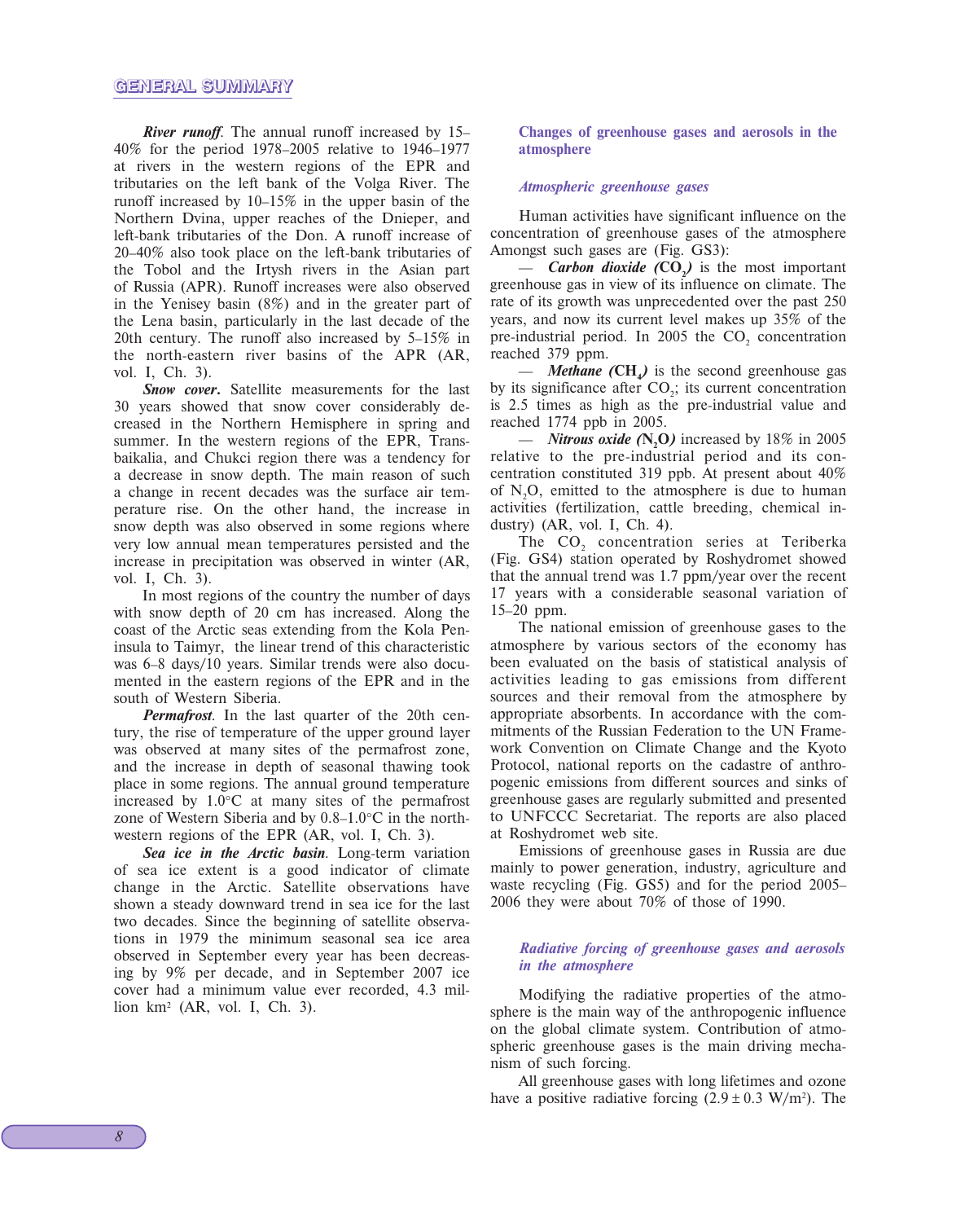***River runoff***. The annual runoff increased by 15–40% for the period 1978–2005 relative to 1946–1977 at rivers in the western regions of the EPR and tributaries on the left bank of the Volga River. The runoff increased by 10–15% in the upper basin of the Northern Dvina, upper reaches of the Dnieper, and left-bank tributaries of the Don. A runoff increase of 20–40% also took place on the left-bank tributaries of the Tobol and the Irtysh rivers in the Asian part of Russia (APR). Runoff increases were also observed in the Yenisey basin (8%) and in the greater part of the Lena basin, particularly in the last decade of the 20th century. The runoff also increased by 5–15% in the north-eastern river basins of the APR (AR, vol. I, Ch. 3).

***Snow cover***. Satellite measurements for the last 30 years showed that snow cover considerably decreased in the Northern Hemisphere in spring and summer. In the western regions of the EPR, Transbaikalia, and Chukci region there was a tendency for a decrease in snow depth. The main reason of such a change in recent decades was the surface air temperature rise. On the other hand, the increase in snow depth was also observed in some regions where very low annual mean temperatures persisted and the increase in precipitation was observed in winter (AR, vol. I, Ch. 3).

In most regions of the country the number of days with snow depth of 20 cm has increased. Along the coast of the Arctic seas extending from the Kola Peninsula to Taimyr, the linear trend of this characteristic was 6–8 days/10 years. Similar trends were also documented in the eastern regions of the EPR and in the south of Western Siberia.

***Permafrost***. In the last quarter of the 20th century, the rise of temperature of the upper ground layer was observed at many sites of the permafrost zone, and the increase in depth of seasonal thawing took place in some regions. The annual ground temperature increased by 1.0°C at many sites of the permafrost zone of Western Siberia and by 0.8–1.0°C in the north-western regions of the EPR (AR, vol. I, Ch. 3).

***Sea ice in the Arctic basin***. Long-term variation of sea ice extent is a good indicator of climate change in the Arctic. Satellite observations have shown a steady downward trend in sea ice for the last two decades. Since the beginning of satellite observations in 1979 the minimum seasonal sea ice area observed in September every year has been decreasing by 9% per decade, and in September 2007 ice cover had a minimum value ever recorded, 4.3 million km$^2$ (AR, vol. I, Ch. 3).

## Changes of greenhouse gases and aerosols in the atmosphere

### *Atmospheric greenhouse gases*

Human activities have significant influence on the concentration of greenhouse gases of the atmosphere Amongst such gases are (Fig. GS3):

— ***Carbon dioxide ($CO_2$)*** is the most important greenhouse gas in view of its influence on climate. The rate of its growth was unprecedented over the past 250 years, and now its current level makes up 35% of the pre-industrial period. In 2005 the $CO_2$ concentration reached 379 ppm.

— ***Methane ($CH_4$)*** is the second greenhouse gas by its significance after $CO_2$; its current concentration is 2.5 times as high as the pre-industrial value and reached 1774 ppb in 2005.

— ***Nitrous oxide ($N_2O$)*** increased by 18% in 2005 relative to the pre-industrial period and its concentration constituted 319 ppb. At present about 40% of $N_2O$, emitted to the atmosphere is due to human activities (fertilization, cattle breeding, chemical industry) (AR, vol. I, Ch. 4).

The $CO_2$ concentration series at Teriberka (Fig. GS4) station operated by Roshydromet showed that the annual trend was 1.7 ppm/year over the recent 17 years with a considerable seasonal variation of 15–20 ppm.

The national emission of greenhouse gases to the atmosphere by various sectors of the economy has been evaluated on the basis of statistical analysis of activities leading to gas emissions from different sources and their removal from the atmosphere by appropriate absorbents. In accordance with the commitments of the Russian Federation to the UN Framework Convention on Climate Change and the Kyoto Protocol, national reports on the cadastre of anthropogenic emissions from different sources and sinks of greenhouse gases are regularly submitted and presented to UNFCCC Secretariat. The reports are also placed at Roshydromet web site.

Emissions of greenhouse gases in Russia are due mainly to power generation, industry, agriculture and waste recycling (Fig. GS5) and for the period 2005–2006 they were about 70% of those of 1990.

### *Radiative forcing of greenhouse gases and aerosols in the atmosphere*

Modifying the radiative properties of the atmosphere is the main way of the anthropogenic influence on the global climate system. Contribution of atmospheric greenhouse gases is the main driving mechanism of such forcing.

All greenhouse gases with long lifetimes and ozone have a positive radiative forcing ($2.9 \pm 0.3$ W/m$^2$). The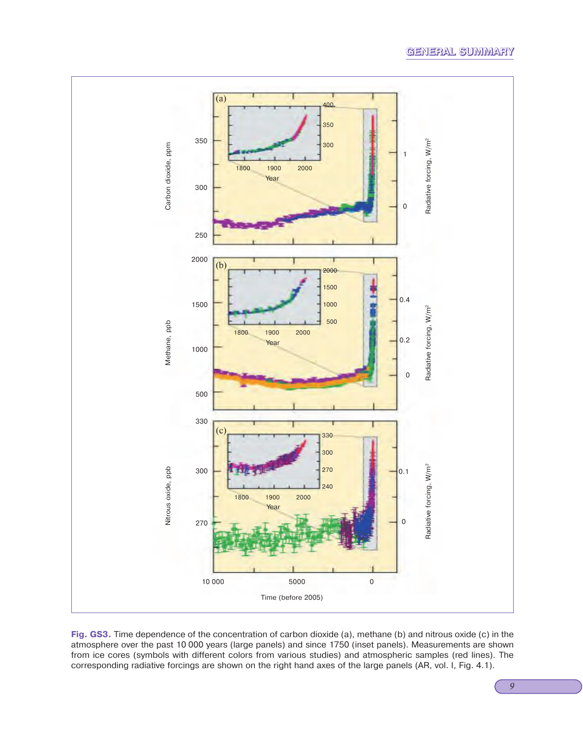Fig. GS3. Time dependence of the concentration of carbon dioxide (a), methane (b) and nitrous oxide (c) in the atmosphere over the past 10 000 years (large panels) and since 1750 (inset panels). Measurements are shown from ice cores (symbols with different colors from various studies) and atmospheric samples (red lines). The corresponding radiative forcings are shown on the right hand axes of the large panels (AR, vol. I, Fig. 4.1).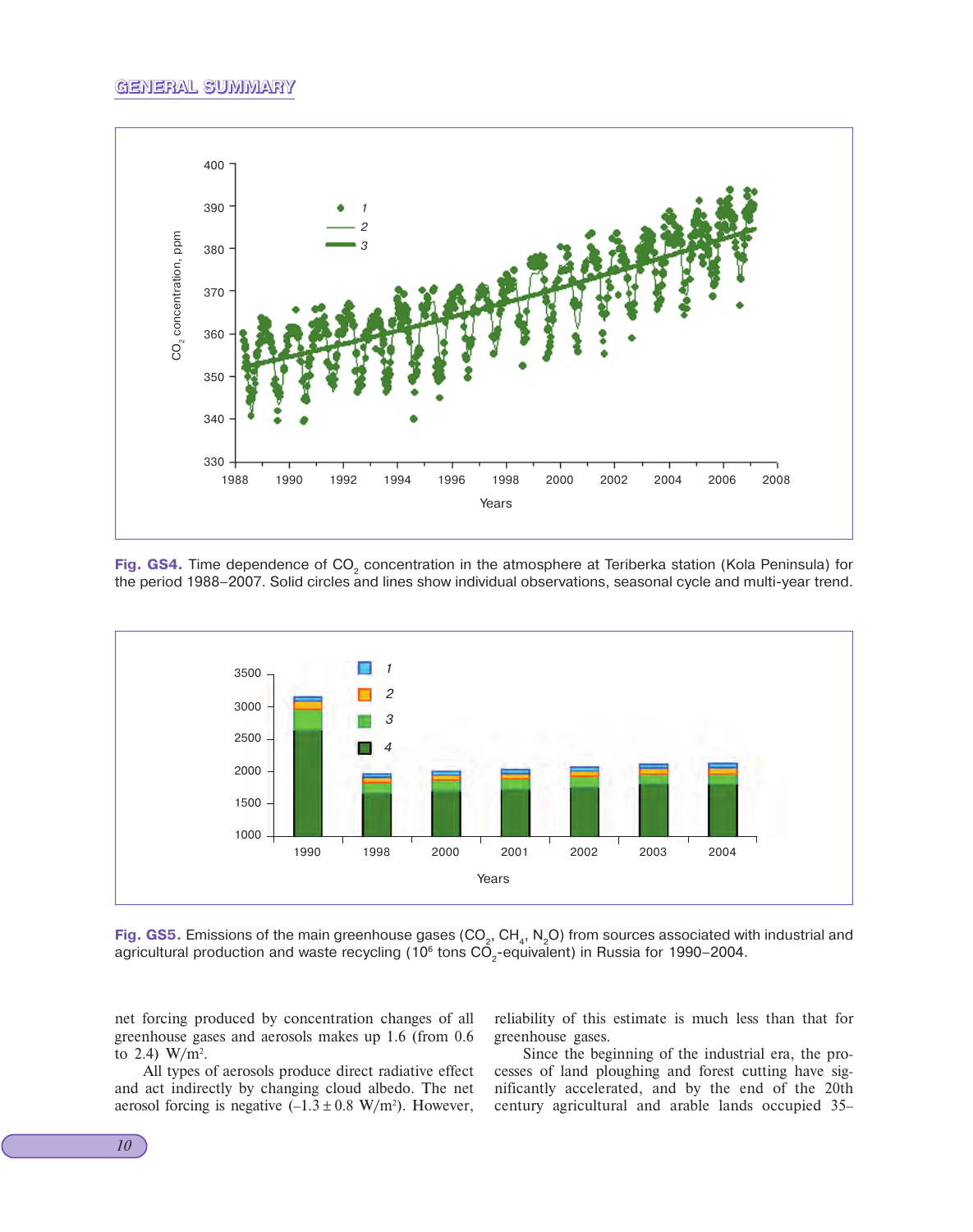Fig. GS4. Time dependence of $CO_2$ concentration in the atmosphere at Teriberka station (Kola Peninsula) for the period 1988–2007. Solid circles and lines show individual observations, seasonal cycle and multi-year trend.

Fig. GS5. Emissions of the main greenhouse gases ($CO_2$, $CH_4$, $N_2O$) from sources associated with industrial and agricultural production and waste recycling ($10^6$ tons $CO_2$-equivalent) in Russia for 1990–2004.

net forcing produced by concentration changes of all greenhouse gases and aerosols makes up 1.6 (from 0.6 to 2.4) $W/m^2$.

All types of aerosols produce direct radiative effect and act indirectly by changing cloud albedo. The net aerosol forcing is negative ($-1.3 \pm 0.8$ $W/m^2$). However, reliability of this estimate is much less than that for greenhouse gases.

Since the beginning of the industrial era, the processes of land ploughing and forest cutting have significantly accelerated, and by the end of the 20th century agricultural and arable lands occupied 35–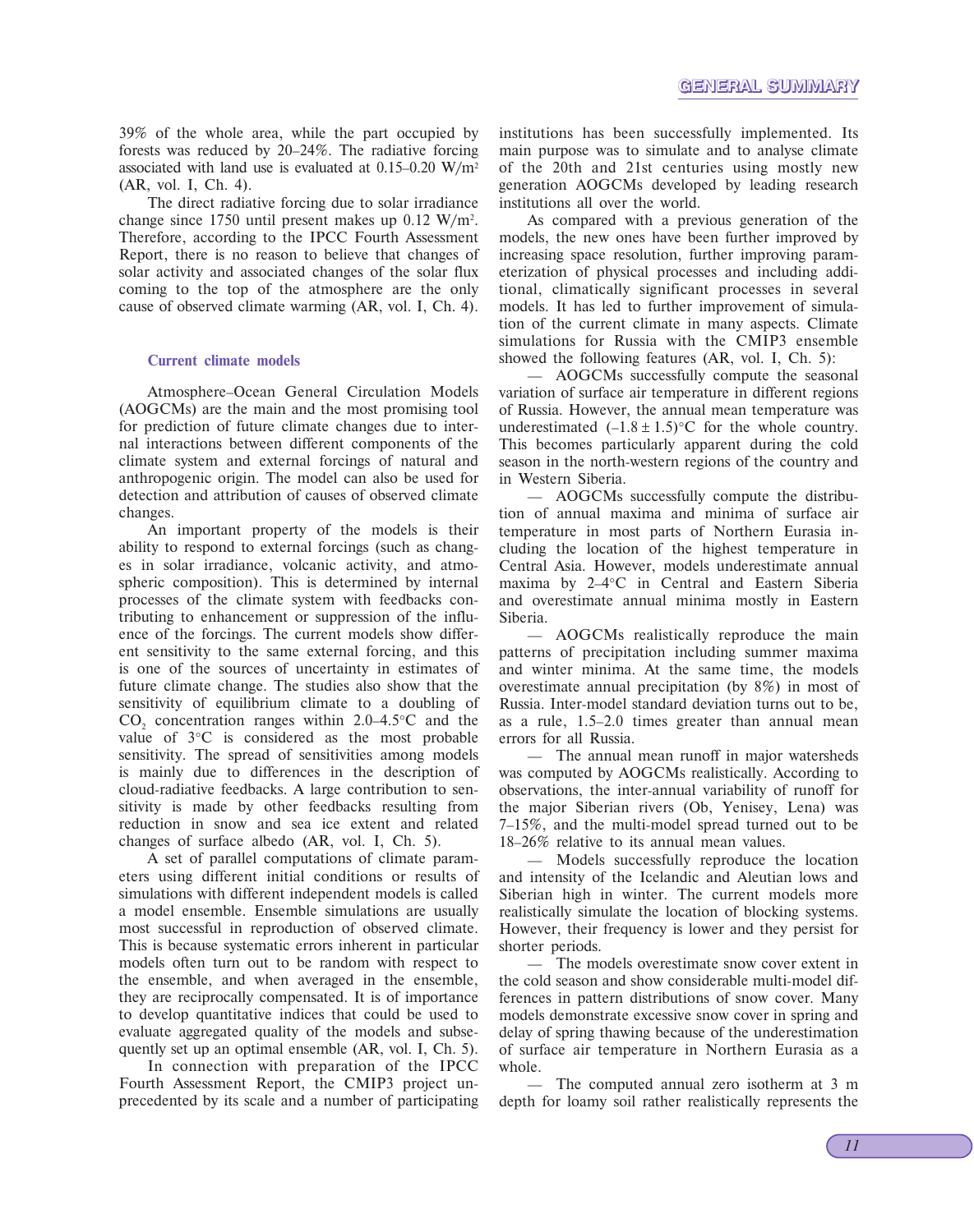39% of the whole area, while the part occupied by forests was reduced by 20–24%. The radiative forcing associated with land use is evaluated at 0.15–0.20 W/m$^2$ (AR, vol. I, Ch. 4).

The direct radiative forcing due to solar irradiance change since 1750 until present makes up 0.12 W/m$^2$. Therefore, according to the IPCC Fourth Assessment Report, there is no reason to believe that changes of solar activity and associated changes of the solar flux coming to the top of the atmosphere are the only cause of observed climate warming (AR, vol. I, Ch. 4).

### Current climate models

Atmosphere–Ocean General Circulation Models (AOGCMs) are the main and the most promising tool for prediction of future climate changes due to internal interactions between different components of the climate system and external forcings of natural and anthropogenic origin. The model can also be used for detection and attribution of causes of observed climate changes.

An important property of the models is their ability to respond to external forcings (such as changes in solar irradiance, volcanic activity, and atmospheric composition). This is determined by internal processes of the climate system with feedbacks contributing to enhancement or suppression of the influence of the forcings. The current models show different sensitivity to the same external forcing, and this is one of the sources of uncertainty in estimates of future climate change. The studies also show that the sensitivity of equilibrium climate to a doubling of $CO_2$ concentration ranges within 2.0–4.5°C and the value of 3°C is considered as the most probable sensitivity. The spread of sensitivities among models is mainly due to differences in the description of cloud-radiative feedbacks. A large contribution to sensitivity is made by other feedbacks resulting from reduction in snow and sea ice extent and related changes of surface albedo (AR, vol. I, Ch. 5).

A set of parallel computations of climate parameters using different initial conditions or results of simulations with different independent models is called a model ensemble. Ensemble simulations are usually most successful in reproduction of observed climate. This is because systematic errors inherent in particular models often turn out to be random with respect to the ensemble, and when averaged in the ensemble, they are reciprocally compensated. It is of importance to develop quantitative indices that could be used to evaluate aggregated quality of the models and subsequently set up an optimal ensemble (AR, vol. I, Ch. 5).

In connection with preparation of the IPCC Fourth Assessment Report, the CMIP3 project unprecedented by its scale and a number of participating institutions has been successfully implemented. Its main purpose was to simulate and to analyse climate of the 20th and 21st centuries using mostly new generation AOGCMs developed by leading research institutions all over the world.

As compared with a previous generation of the models, the new ones have been further improved by increasing space resolution, further improving parameterization of physical processes and including additional, climatically significant processes in several models. It has led to further improvement of simulation of the current climate in many aspects. Climate simulations for Russia with the CMIP3 ensemble showed the following features (AR, vol. I, Ch. 5):

— AOGCMs successfully compute the seasonal variation of surface air temperature in different regions of Russia. However, the annual mean temperature was underestimated $(-1.8 \pm 1.5)$°C for the whole country. This becomes particularly apparent during the cold season in the north-western regions of the country and in Western Siberia.

— AOGCMs successfully compute the distribution of annual maxima and minima of surface air temperature in most parts of Northern Eurasia including the location of the highest temperature in Central Asia. However, models underestimate annual maxima by 2–4°C in Central and Eastern Siberia and overestimate annual minima mostly in Eastern Siberia.

— AOGCMs realistically reproduce the main patterns of precipitation including summer maxima and winter minima. At the same time, the models overestimate annual precipitation (by 8%) in most of Russia. Inter-model standard deviation turns out to be, as a rule, 1.5–2.0 times greater than annual mean errors for all Russia.

— The annual mean runoff in major watersheds was computed by AOGCMs realistically. According to observations, the inter-annual variability of runoff for the major Siberian rivers (Ob, Yenisey, Lena) was 7–15%, and the multi-model spread turned out to be 18–26% relative to its annual mean values.

— Models successfully reproduce the location and intensity of the Icelandic and Aleutian lows and Siberian high in winter. The current models more realistically simulate the location of blocking systems. However, their frequency is lower and they persist for shorter periods.

— The models overestimate snow cover extent in the cold season and show considerable multi-model differences in pattern distributions of snow cover. Many models demonstrate excessive snow cover in spring and delay of spring thawing because of the underestimation of surface air temperature in Northern Eurasia as a whole.

— The computed annual zero isotherm at 3 m depth for loamy soil rather realistically represents the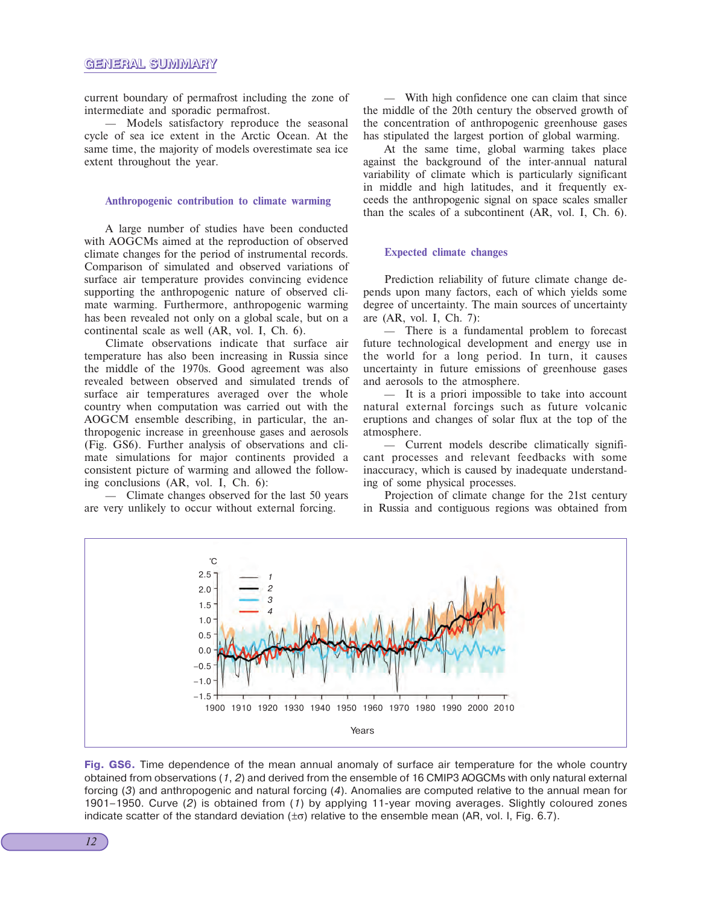current boundary of permafrost including the zone of intermediate and sporadic permafrost.

— Models satisfactory reproduce the seasonal cycle of sea ice extent in the Arctic Ocean. At the same time, the majority of models overestimate sea ice extent throughout the year.

### Anthropogenic contribution to climate warming

A large number of studies have been conducted with AOGCMs aimed at the reproduction of observed climate changes for the period of instrumental records. Comparison of simulated and observed variations of surface air temperature provides convincing evidence supporting the anthropogenic nature of observed climate warming. Furthermore, anthropogenic warming has been revealed not only on a global scale, but on a continental scale as well (AR, vol. I, Ch. 6).

Climate observations indicate that surface air temperature has also been increasing in Russia since the middle of the 1970s. Good agreement was also revealed between observed and simulated trends of surface air temperatures averaged over the whole country when computation was carried out with the AOGCM ensemble describing, in particular, the anthropogenic increase in greenhouse gases and aerosols (Fig. GS6). Further analysis of observations and climate simulations for major continents provided a consistent picture of warming and allowed the following conclusions (AR, vol. I, Ch. 6):

— Climate changes observed for the last 50 years are very unlikely to occur without external forcing.

— With high confidence one can claim that since the middle of the 20th century the observed growth of the concentration of anthropogenic greenhouse gases has stipulated the largest portion of global warming.

At the same time, global warming takes place against the background of the inter-annual natural variability of climate which is particularly significant in middle and high latitudes, and it frequently exceeds the anthropogenic signal on space scales smaller than the scales of a subcontinent (AR, vol. I, Ch. 6).

### Expected climate changes

Prediction reliability of future climate change depends upon many factors, each of which yields some degree of uncertainty. The main sources of uncertainty are (AR, vol. I, Ch. 7):

— There is a fundamental problem to forecast future technological development and energy use in the world for a long period. In turn, it causes uncertainty in future emissions of greenhouse gases and aerosols to the atmosphere.

— It is a priori impossible to take into account natural external forcings such as future volcanic eruptions and changes of solar flux at the top of the atmosphere.

— Current models describe climatically significant processes and relevant feedbacks with some inaccuracy, which is caused by inadequate understanding of some physical processes.

Projection of climate change for the 21st century in Russia and contiguous regions was obtained from

**Fig. GS6.** Time dependence of the mean annual anomaly of surface air temperature for the whole country obtained from observations (*1*, *2*) and derived from the ensemble of 16 CMIP3 AOGCMs with only natural external forcing (*3*) and anthropogenic and natural forcing (*4*). Anomalies are computed relative to the annual mean for 1901–1950. Curve (*2*) is obtained from (*1*) by applying 11-year moving averages. Slightly coloured zones indicate scatter of the standard deviation (±σ) relative to the ensemble mean (AR, vol. I, Fig. 6.7).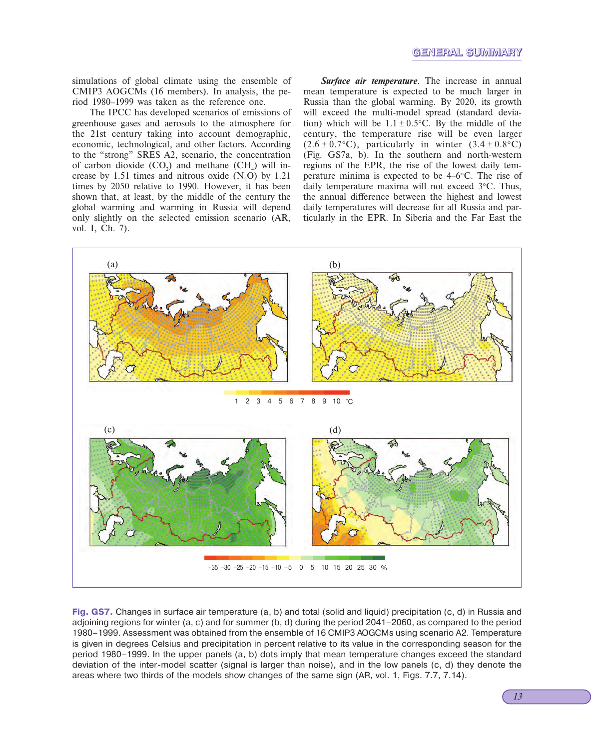simulations of global climate using the ensemble of CMIP3 AOGCMs (16 members). In analysis, the period 1980–1999 was taken as the reference one.

The IPCC has developed scenarios of emissions of greenhouse gases and aerosols to the atmosphere for the 21st century taking into account demographic, economic, technological, and other factors. According to the “strong” SRES A2, scenario, the concentration of carbon dioxide ($CO_2$) and methane ($CH_4$) will increase by 1.51 times and nitrous oxide ($N_2O$) by 1.21 times by 2050 relative to 1990. However, it has been shown that, at least, by the middle of the century the global warming and warming in Russia will depend only slightly on the selected emission scenario (AR, vol. I, Ch. 7).

***Surface air temperature***. The increase in annual mean temperature is expected to be much larger in Russia than the global warming. By 2020, its growth will exceed the multi-model spread (standard deviation) which will be $1.1 \pm 0.5$°C. By the middle of the century, the temperature rise will be even larger ($2.6 \pm 0.7$°C), particularly in winter ($3.4 \pm 0.8$°C) (Fig. GS7a, b). In the southern and north-western regions of the EPR, the rise of the lowest daily temperature minima is expected to be 4–6°C. The rise of daily temperature maxima will not exceed 3°C. Thus, the annual difference between the highest and lowest daily temperatures will decrease for all Russia and particularly in the EPR. In Siberia and the Far East the

**Fig. GS7.** Changes in surface air temperature (a, b) and total (solid and liquid) precipitation (c, d) in Russia and adjoining regions for winter (a, c) and for summer (b, d) during the period 2041–2060, as compared to the period 1980–1999. Assessment was obtained from the ensemble of 16 CMIP3 AOGCMs using scenario A2. Temperature is given in degrees Celsius and precipitation in percent relative to its value in the corresponding season for the period 1980–1999. In the upper panels (a, b) dots imply that mean temperature changes exceed the standard deviation of the inter-model scatter (signal is larger than noise), and in the low panels (c, d) they denote the areas where two thirds of the models show changes of the same sign (AR, vol. 1, Figs. 7.7, 7.14).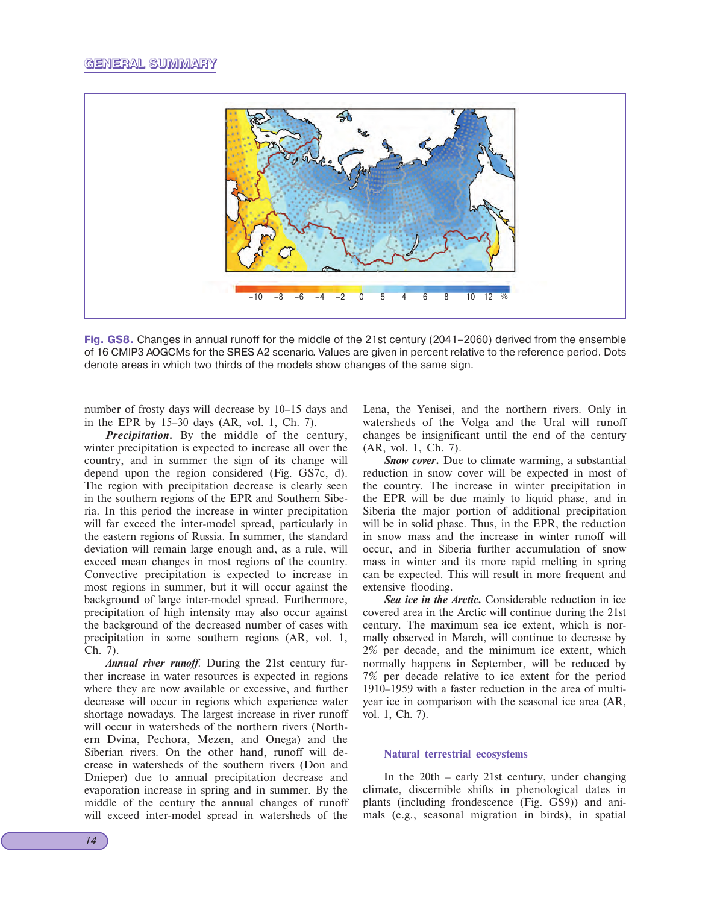Fig. GS8. Changes in annual runoff for the middle of the 21st century (2041–2060) derived from the ensemble of 16 CMIP3 AOGCMs for the SRES A2 scenario. Values are given in percent relative to the reference period. Dots denote areas in which two thirds of the models show changes of the same sign.

number of frosty days will decrease by 10–15 days and in the EPR by 15–30 days (AR, vol. 1, Ch. 7).

***Precipitation.*** By the middle of the century, winter precipitation is expected to increase all over the country, and in summer the sign of its change will depend upon the region considered (Fig. GS7c, d). The region with precipitation decrease is clearly seen in the southern regions of the EPR and Southern Siberia. In this period the increase in winter precipitation will far exceed the inter-model spread, particularly in the eastern regions of Russia. In summer, the standard deviation will remain large enough and, as a rule, will exceed mean changes in most regions of the country. Convective precipitation is expected to increase in most regions in summer, but it will occur against the background of large inter-model spread. Furthermore, precipitation of high intensity may also occur against the background of the decreased number of cases with precipitation in some southern regions (AR, vol. 1, Ch. 7).

***Annual river runoff.*** During the 21st century further increase in water resources is expected in regions where they are now available or excessive, and further decrease will occur in regions which experience water shortage nowadays. The largest increase in river runoff will occur in watersheds of the northern rivers (Northern Dvina, Pechora, Mezen, and Onega) and the Siberian rivers. On the other hand, runoff will decrease in watersheds of the southern rivers (Don and Dnieper) due to annual precipitation decrease and evaporation increase in spring and in summer. By the middle of the century the annual changes of runoff will exceed inter-model spread in watersheds of the Lena, the Yenisei, and the northern rivers. Only in watersheds of the Volga and the Ural will runoff changes be insignificant until the end of the century (AR, vol. 1, Ch. 7).

***Snow cover.*** Due to climate warming, a substantial reduction in snow cover will be expected in most of the country. The increase in winter precipitation in the EPR will be due mainly to liquid phase, and in Siberia the major portion of additional precipitation will be in solid phase. Thus, in the EPR, the reduction in snow mass and the increase in winter runoff will occur, and in Siberia further accumulation of snow mass in winter and its more rapid melting in spring can be expected. This will result in more frequent and extensive flooding.

***Sea ice in the Arctic.*** Considerable reduction in ice covered area in the Arctic will continue during the 21st century. The maximum sea ice extent, which is normally observed in March, will continue to decrease by 2% per decade, and the minimum ice extent, which normally happens in September, will be reduced by 7% per decade relative to ice extent for the period 1910–1959 with a faster reduction in the area of multiyear ice in comparison with the seasonal ice area (AR, vol. 1, Ch. 7).

## Natural terrestrial ecosystems

In the 20th – early 21st century, under changing climate, discernible shifts in phenological dates in plants (including frondescence (Fig. GS9)) and animals (e.g., seasonal migration in birds), in spatial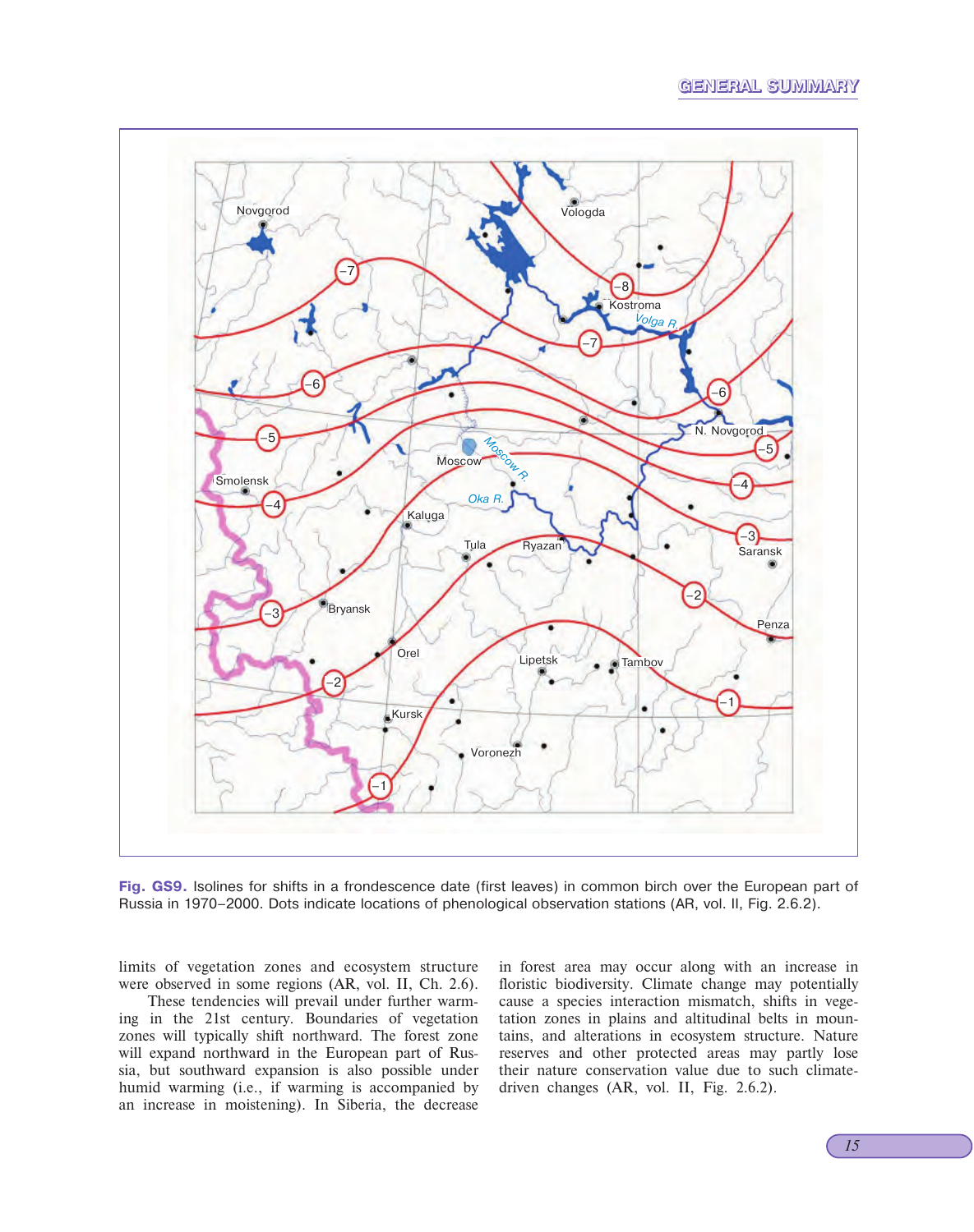Fig. GS9. Isolines for shifts in a frondescence date (first leaves) in common birch over the European part of Russia in 1970–2000. Dots indicate locations of phenological observation stations (AR, vol. II, Fig. 2.6.2).

limits of vegetation zones and ecosystem structure were observed in some regions (AR, vol. II, Ch. 2.6).

These tendencies will prevail under further warming in the 21st century. Boundaries of vegetation zones will typically shift northward. The forest zone will expand northward in the European part of Russia, but southward expansion is also possible under humid warming (i.e., if warming is accompanied by an increase in moistening). In Siberia, the decrease in forest area may occur along with an increase in floristic biodiversity. Climate change may potentially cause a species interaction mismatch, shifts in vegetation zones in plains and altitudinal belts in mountains, and alterations in ecosystem structure. Nature reserves and other protected areas may partly lose their nature conservation value due to such climate-driven changes (AR, vol. II, Fig. 2.6.2).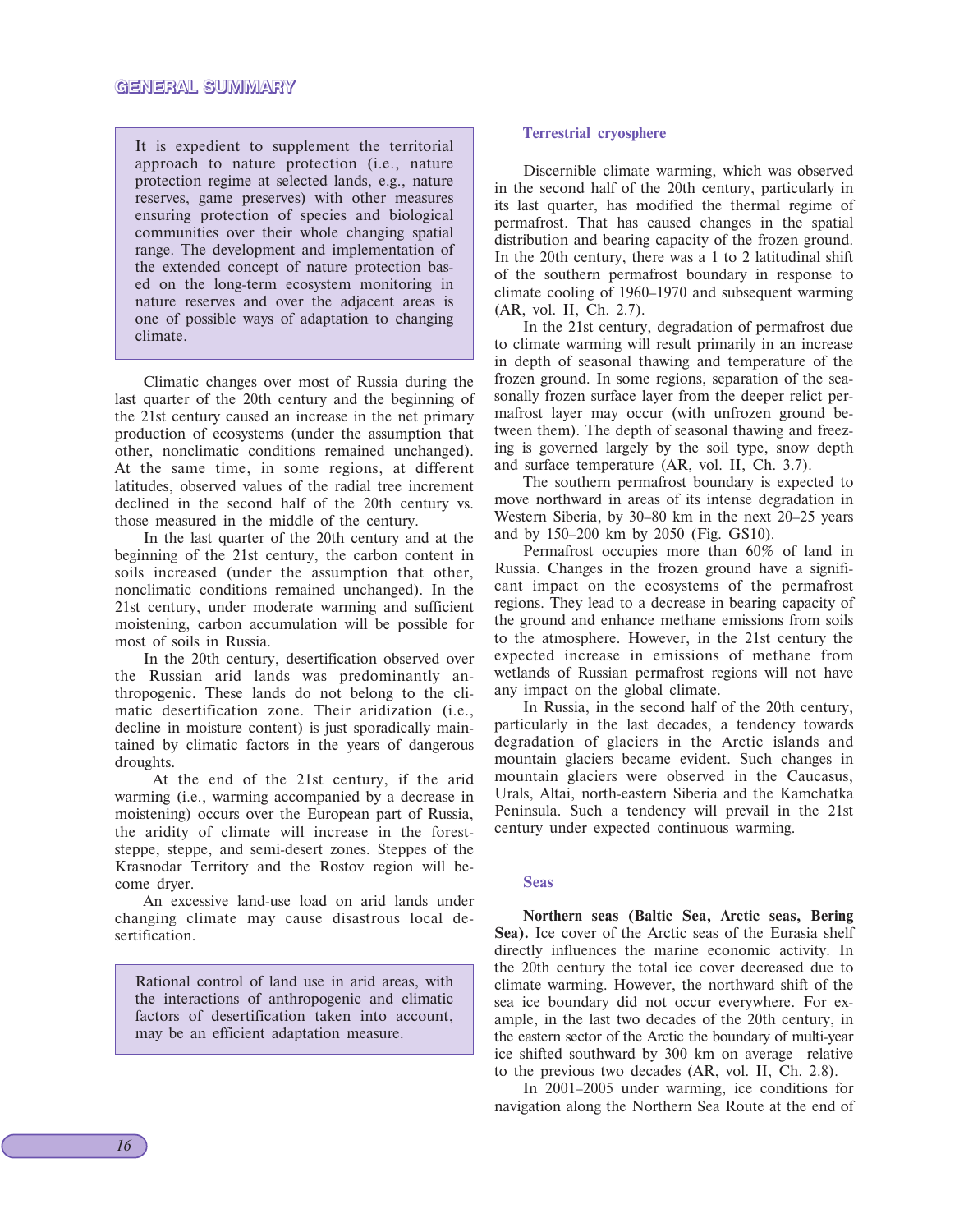It is expedient to supplement the territorial approach to nature protection (i.e., nature protection regime at selected lands, e.g., nature reserves, game preserves) with other measures ensuring protection of species and biological communities over their whole changing spatial range. The development and implementation of the extended concept of nature protection based on the long-term ecosystem monitoring in nature reserves and over the adjacent areas is one of possible ways of adaptation to changing climate.

Climatic changes over most of Russia during the last quarter of the 20th century and the beginning of the 21st century caused an increase in the net primary production of ecosystems (under the assumption that other, nonclimatic conditions remained unchanged). At the same time, in some regions, at different latitudes, observed values of the radial tree increment declined in the second half of the 20th century vs. those measured in the middle of the century.

In the last quarter of the 20th century and at the beginning of the 21st century, the carbon content in soils increased (under the assumption that other, nonclimatic conditions remained unchanged). In the 21st century, under moderate warming and sufficient moistening, carbon accumulation will be possible for most of soils in Russia.

In the 20th century, desertification observed over the Russian arid lands was predominantly anthropogenic. These lands do not belong to the climatic desertification zone. Their aridization (i.e., decline in moisture content) is just sporadically maintained by climatic factors in the years of dangerous droughts.

At the end of the 21st century, if the arid warming (i.e., warming accompanied by a decrease in moistening) occurs over the European part of Russia, the aridity of climate will increase in the forest-steppe, steppe, and semi-desert zones. Steppes of the Krasnodar Territory and the Rostov region will become dryer.

An excessive land-use load on arid lands under changing climate may cause disastrous local desertification.

Rational control of land use in arid areas, with the interactions of anthropogenic and climatic factors of desertification taken into account, may be an efficient adaptation measure.

### Terrestrial cryosphere

Discernible climate warming, which was observed in the second half of the 20th century, particularly in its last quarter, has modified the thermal regime of permafrost. That has caused changes in the spatial distribution and bearing capacity of the frozen ground. In the 20th century, there was a 1 to 2 latitudinal shift of the southern permafrost boundary in response to climate cooling of 1960–1970 and subsequent warming (AR, vol. II, Ch. 2.7).

In the 21st century, degradation of permafrost due to climate warming will result primarily in an increase in depth of seasonal thawing and temperature of the frozen ground. In some regions, separation of the seasonally frozen surface layer from the deeper relict permafrost layer may occur (with unfrozen ground between them). The depth of seasonal thawing and freezing is governed largely by the soil type, snow depth and surface temperature (AR, vol. II, Ch. 3.7).

The southern permafrost boundary is expected to move northward in areas of its intense degradation in Western Siberia, by 30–80 km in the next 20–25 years and by 150–200 km by 2050 (Fig. GS10).

Permafrost occupies more than 60% of land in Russia. Changes in the frozen ground have a significant impact on the ecosystems of the permafrost regions. They lead to a decrease in bearing capacity of the ground and enhance methane emissions from soils to the atmosphere. However, in the 21st century the expected increase in emissions of methane from wetlands of Russian permafrost regions will not have any impact on the global climate.

In Russia, in the second half of the 20th century, particularly in the last decades, a tendency towards degradation of glaciers in the Arctic islands and mountain glaciers became evident. Such changes in mountain glaciers were observed in the Caucasus, Urals, Altai, north-eastern Siberia and the Kamchatka Peninsula. Such a tendency will prevail in the 21st century under expected continuous warming.

### Seas

**Northern seas (Baltic Sea, Arctic seas, Bering Sea).** Ice cover of the Arctic seas of the Eurasia shelf directly influences the marine economic activity. In the 20th century the total ice cover decreased due to climate warming. However, the northward shift of the sea ice boundary did not occur everywhere. For example, in the last two decades of the 20th century, in the eastern sector of the Arctic the boundary of multi-year ice shifted southward by 300 km on average relative to the previous two decades (AR, vol. II, Ch. 2.8).

In 2001–2005 under warming, ice conditions for navigation along the Northern Sea Route at the end of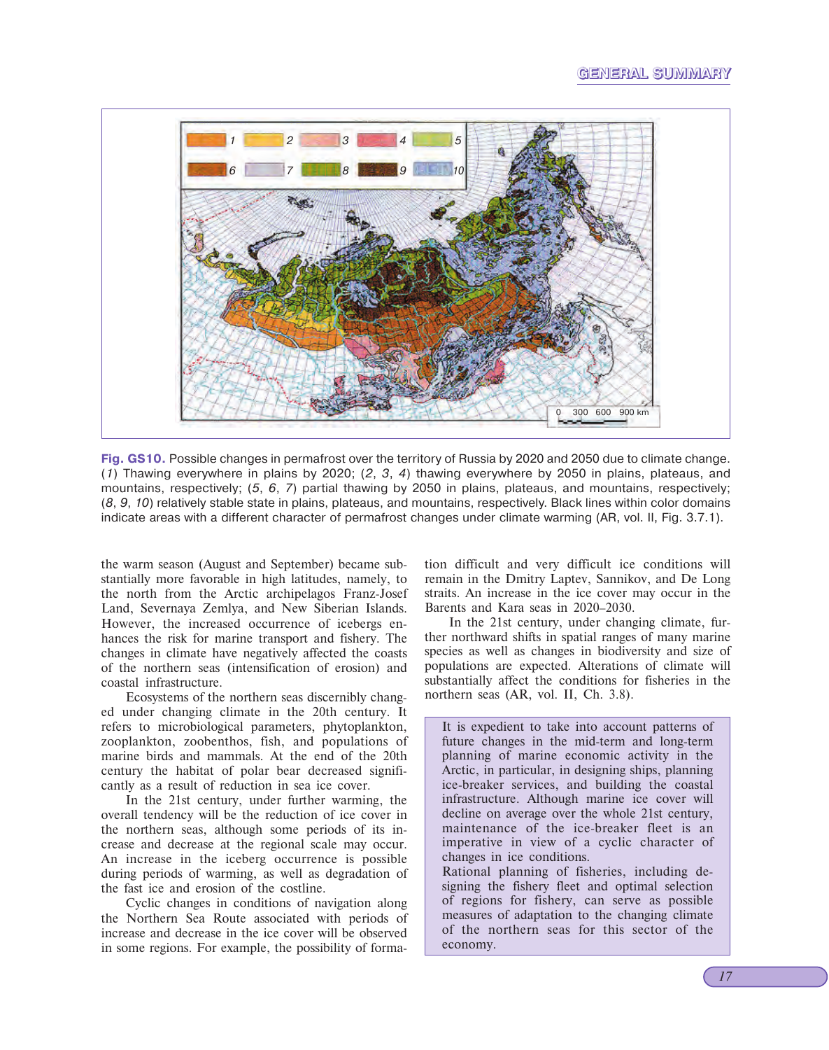Fig. GS10. Possible changes in permafrost over the territory of Russia by 2020 and 2050 due to climate change. (*1*) Thawing everywhere in plains by 2020; (*2*, *3*, *4*) thawing everywhere by 2050 in plains, plateaus, and mountains, respectively; (*5*, *6*, *7*) partial thawing by 2050 in plains, plateaus, and mountains, respectively; (*8*, *9*, *10*) relatively stable state in plains, plateaus, and mountains, respectively. Black lines within color domains indicate areas with a different character of permafrost changes under climate warming (AR, vol. II, Fig. 3.7.1).

the warm season (August and September) became substantially more favorable in high latitudes, namely, to the north from the Arctic archipelagos Franz-Josef Land, Severnaya Zemlya, and New Siberian Islands. However, the increased occurrence of icebergs enhances the risk for marine transport and fishery. The changes in climate have negatively affected the coasts of the northern seas (intensification of erosion) and coastal infrastructure.

Ecosystems of the northern seas discernibly changed under changing climate in the 20th century. It refers to microbiological parameters, phytoplankton, zooplankton, zoobenthos, fish, and populations of marine birds and mammals. At the end of the 20th century the habitat of polar bear decreased significantly as a result of reduction in sea ice cover.

In the 21st century, under further warming, the overall tendency will be the reduction of ice cover in the northern seas, although some periods of its increase and decrease at the regional scale may occur. An increase in the iceberg occurrence is possible during periods of warming, as well as degradation of the fast ice and erosion of the costline.

Cyclic changes in conditions of navigation along the Northern Sea Route associated with periods of increase and decrease in the ice cover will be observed in some regions. For example, the possibility of formation difficult and very difficult ice conditions will remain in the Dmitry Laptev, Sannikov, and De Long straits. An increase in the ice cover may occur in the Barents and Kara seas in 2020–2030.

In the 21st century, under changing climate, further northward shifts in spatial ranges of many marine species as well as changes in biodiversity and size of populations are expected. Alterations of climate will substantially affect the conditions for fisheries in the northern seas (AR, vol. II, Ch. 3.8).

It is expedient to take into account patterns of future changes in the mid-term and long-term planning of marine economic activity in the Arctic, in particular, in designing ships, planning ice-breaker services, and building the coastal infrastructure. Although marine ice cover will decline on average over the whole 21st century, maintenance of the ice-breaker fleet is an imperative in view of a cyclic character of changes in ice conditions.

Rational planning of fisheries, including designing the fishery fleet and optimal selection of regions for fishery, can serve as possible measures of adaptation to the changing climate of the northern seas for this sector of the economy.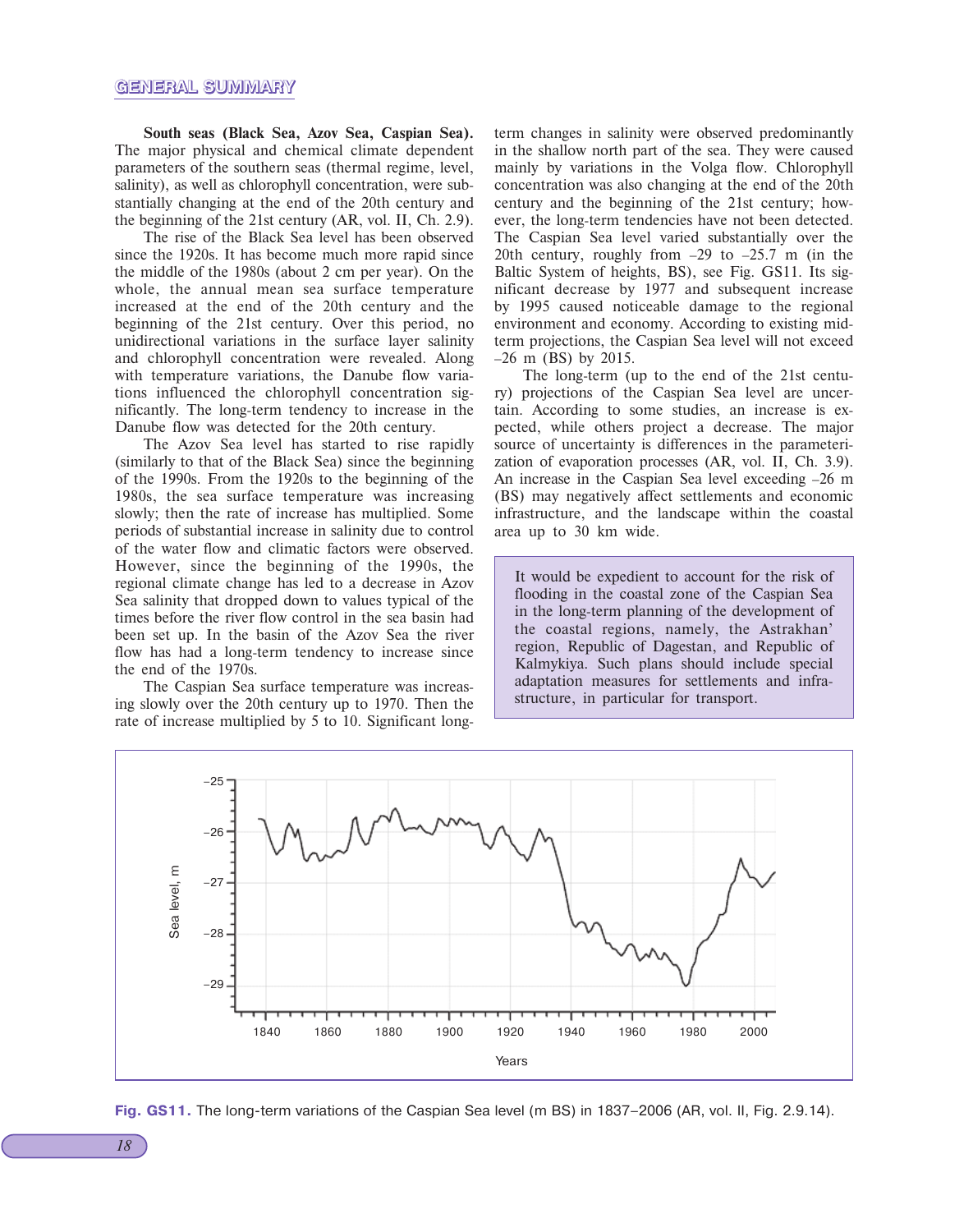**South seas (Black Sea, Azov Sea, Caspian Sea).** The major physical and chemical climate dependent parameters of the southern seas (thermal regime, level, salinity), as well as chlorophyll concentration, were substantially changing at the end of the 20th century and the beginning of the 21st century (AR, vol. II, Ch. 2.9).

The rise of the Black Sea level has been observed since the 1920s. It has become much more rapid since the middle of the 1980s (about 2 cm per year). On the whole, the annual mean sea surface temperature increased at the end of the 20th century and the beginning of the 21st century. Over this period, no unidirectional variations in the surface layer salinity and chlorophyll concentration were revealed. Along with temperature variations, the Danube flow variations influenced the chlorophyll concentration significantly. The long-term tendency to increase in the Danube flow was detected for the 20th century.

The Azov Sea level has started to rise rapidly (similarly to that of the Black Sea) since the beginning of the 1990s. From the 1920s to the beginning of the 1980s, the sea surface temperature was increasing slowly; then the rate of increase has multiplied. Some periods of substantial increase in salinity due to control of the water flow and climatic factors were observed. However, since the beginning of the 1990s, the regional climate change has led to a decrease in Azov Sea salinity that dropped down to values typical of the times before the river flow control in the sea basin had been set up. In the basin of the Azov Sea the river flow has had a long-term tendency to increase since the end of the 1970s.

The Caspian Sea surface temperature was increasing slowly over the 20th century up to 1970. Then the rate of increase multiplied by 5 to 10. Significant long-term changes in salinity were observed predominantly in the shallow north part of the sea. They were caused mainly by variations in the Volga flow. Chlorophyll concentration was also changing at the end of the 20th century and the beginning of the 21st century; however, the long-term tendencies have not been detected. The Caspian Sea level varied substantially over the 20th century, roughly from –29 to –25.7 m (in the Baltic System of heights, BS), see Fig. GS11. Its significant decrease by 1977 and subsequent increase by 1995 caused noticeable damage to the regional environment and economy. According to existing mid-term projections, the Caspian Sea level will not exceed –26 m (BS) by 2015.

The long-term (up to the end of the 21st century) projections of the Caspian Sea level are uncertain. According to some studies, an increase is expected, while others project a decrease. The major source of uncertainty is differences in the parameterization of evaporation processes (AR, vol. II, Ch. 3.9). An increase in the Caspian Sea level exceeding –26 m (BS) may negatively affect settlements and economic infrastructure, and the landscape within the coastal area up to 30 km wide.

> It would be expedient to account for the risk of flooding in the coastal zone of the Caspian Sea in the long-term planning of the development of the coastal regions, namely, the Astrakhan' region, Republic of Dagestan, and Republic of Kalmykiya. Such plans should include special adaptation measures for settlements and infrastructure, in particular for transport.

**Fig. GS11.** The long-term variations of the Caspian Sea level (m BS) in 1837–2006 (AR, vol. II, Fig. 2.9.14).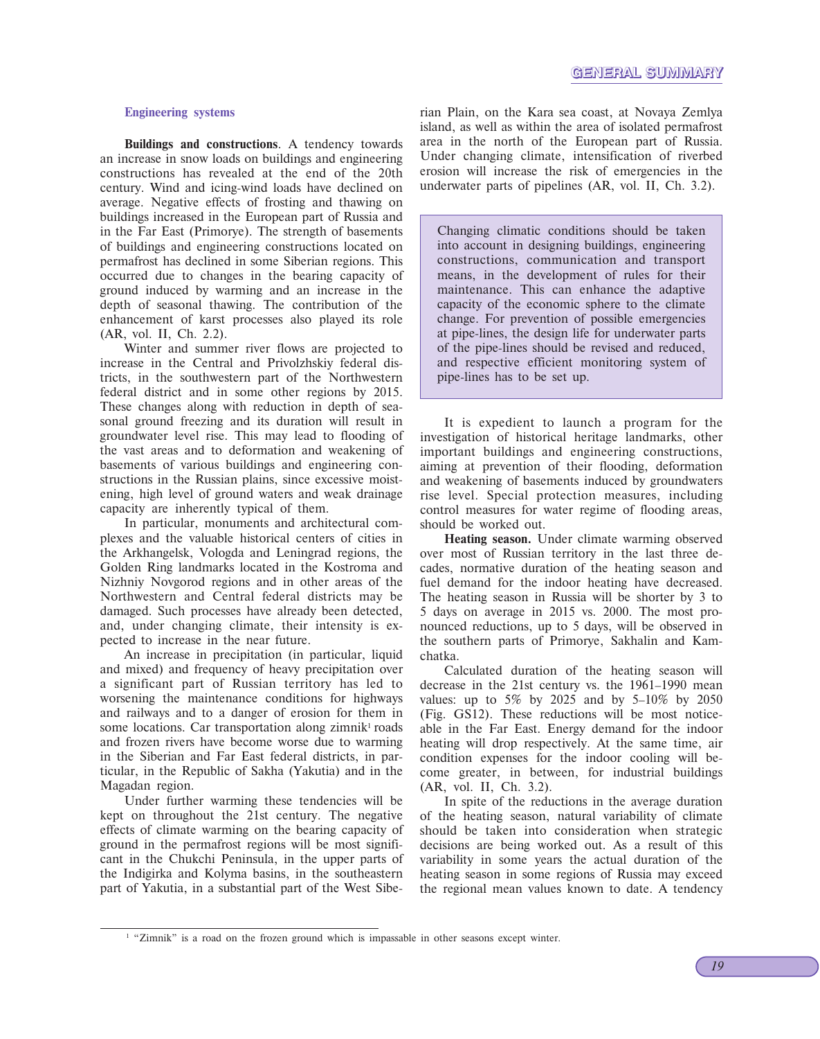### Engineering systems

**Buildings and constructions**. A tendency towards an increase in snow loads on buildings and engineering constructions has revealed at the end of the 20th century. Wind and icing-wind loads have declined on average. Negative effects of frosting and thawing on buildings increased in the European part of Russia and in the Far East (Primorye). The strength of basements of buildings and engineering constructions located on permafrost has declined in some Siberian regions. This occurred due to changes in the bearing capacity of ground induced by warming and an increase in the depth of seasonal thawing. The contribution of the enhancement of karst processes also played its role (AR, vol. II, Ch. 2.2).

Winter and summer river flows are projected to increase in the Central and Privolzhskiy federal districts, in the southwestern part of the Northwestern federal district and in some other regions by 2015. These changes along with reduction in depth of seasonal ground freezing and its duration will result in groundwater level rise. This may lead to flooding of the vast areas and to deformation and weakening of basements of various buildings and engineering constructions in the Russian plains, since excessive moistening, high level of ground waters and weak drainage capacity are inherently typical of them.

In particular, monuments and architectural complexes and the valuable historical centers of cities in the Arkhangelsk, Vologda and Leningrad regions, the Golden Ring landmarks located in the Kostroma and Nizhniy Novgorod regions and in other areas of the Northwestern and Central federal districts may be damaged. Such processes have already been detected, and, under changing climate, their intensity is expected to increase in the near future.

An increase in precipitation (in particular, liquid and mixed) and frequency of heavy precipitation over a significant part of Russian territory has led to worsening the maintenance conditions for highways and railways and to a danger of erosion for them in some locations. Car transportation along zimnik[1] roads and frozen rivers have become worse due to warming in the Siberian and Far East federal districts, in particular, in the Republic of Sakha (Yakutia) and in the Magadan region.

Under further warming these tendencies will be kept on throughout the 21st century. The negative effects of climate warming on the bearing capacity of ground in the permafrost regions will be most significant in the Chukchi Peninsula, in the upper parts of the Indigirka and Kolyma basins, in the southeastern part of Yakutia, in a substantial part of the West Siberian Plain, on the Kara sea coast, at Novaya Zemlya island, as well as within the area of isolated permafrost area in the north of the European part of Russia. Under changing climate, intensification of riverbed erosion will increase the risk of emergencies in the underwater parts of pipelines (AR, vol. II, Ch. 3.2).

> Changing climatic conditions should be taken into account in designing buildings, engineering constructions, communication and transport means, in the development of rules for their maintenance. This can enhance the adaptive capacity of the economic sphere to the climate change. For prevention of possible emergencies at pipe-lines, the design life for underwater parts of the pipe-lines should be revised and reduced, and respective efficient monitoring system of pipe-lines has to be set up.

It is expedient to launch a program for the investigation of historical heritage landmarks, other important buildings and engineering constructions, aiming at prevention of their flooding, deformation and weakening of basements induced by groundwaters rise level. Special protection measures, including control measures for water regime of flooding areas, should be worked out.

**Heating season.** Under climate warming observed over most of Russian territory in the last three decades, normative duration of the heating season and fuel demand for the indoor heating have decreased. The heating season in Russia will be shorter by 3 to 5 days on average in 2015 vs. 2000. The most pronounced reductions, up to 5 days, will be observed in the southern parts of Primorye, Sakhalin and Kamchatka.

Calculated duration of the heating season will decrease in the 21st century vs. the 1961–1990 mean values: up to 5% by 2025 and by 5–10% by 2050 (Fig. GS12). These reductions will be most noticeable in the Far East. Energy demand for the indoor heating will drop respectively. At the same time, air condition expenses for the indoor cooling will become greater, in between, for industrial buildings (AR, vol. II, Ch. 3.2).

In spite of the reductions in the average duration of the heating season, natural variability of climate should be taken into consideration when strategic decisions are being worked out. As a result of this variability in some years the actual duration of the heating season in some regions of Russia may exceed the regional mean values known to date. A tendency

[1] "Zimnik" is a road on the frozen ground which is impassable in other seasons except winter.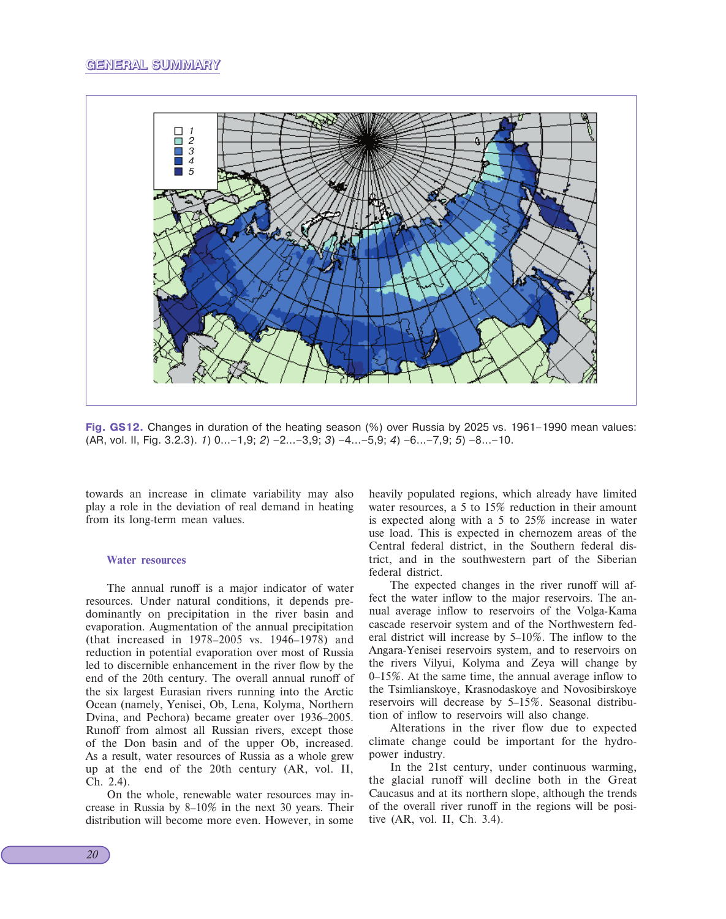**Fig. GS12.** Changes in duration of the heating season (%) over Russia by 2025 vs. 1961–1990 mean values: (AR, vol. II, Fig. 3.2.3). *1*) 0...–1,9; *2*) –2...–3,9; *3*) –4...–5,9; *4*) –6...–7,9; *5*) –8...–10.

towards an increase in climate variability may also play a role in the deviation of real demand in heating from its long-term mean values.

### Water resources

The annual runoff is a major indicator of water resources. Under natural conditions, it depends predominantly on precipitation in the river basin and evaporation. Augmentation of the annual precipitation (that increased in 1978–2005 vs. 1946–1978) and reduction in potential evaporation over most of Russia led to discernible enhancement in the river flow by the end of the 20th century. The overall annual runoff of the six largest Eurasian rivers running into the Arctic Ocean (namely, Yenisei, Ob, Lena, Kolyma, Northern Dvina, and Pechora) became greater over 1936–2005. Runoff from almost all Russian rivers, except those of the Don basin and of the upper Ob, increased. As a result, water resources of Russia as a whole grew up at the end of the 20th century (AR, vol. II, Ch. 2.4).

On the whole, renewable water resources may increase in Russia by 8–10% in the next 30 years. Their distribution will become more even. However, in some heavily populated regions, which already have limited water resources, a 5 to 15% reduction in their amount is expected along with a 5 to 25% increase in water use load. This is expected in chernozem areas of the Central federal district, in the Southern federal district, and in the southwestern part of the Siberian federal district.

The expected changes in the river runoff will affect the water inflow to the major reservoirs. The annual average inflow to reservoirs of the Volga-Kama cascade reservoir system and of the Northwestern federal district will increase by 5–10%. The inflow to the Angara-Yenisei reservoirs system, and to reservoirs on the rivers Vilyui, Kolyma and Zeya will change by 0–15%. At the same time, the annual average inflow to the Tsimlianskoye, Krasnodaskoye and Novosibirskoye reservoirs will decrease by 5–15%. Seasonal distribution of inflow to reservoirs will also change.

Alterations in the river flow due to expected climate change could be important for the hydropower industry.

In the 21st century, under continuous warming, the glacial runoff will decline both in the Great Caucasus and at its northern slope, although the trends of the overall river runoff in the regions will be positive (AR, vol. II, Ch. 3.4).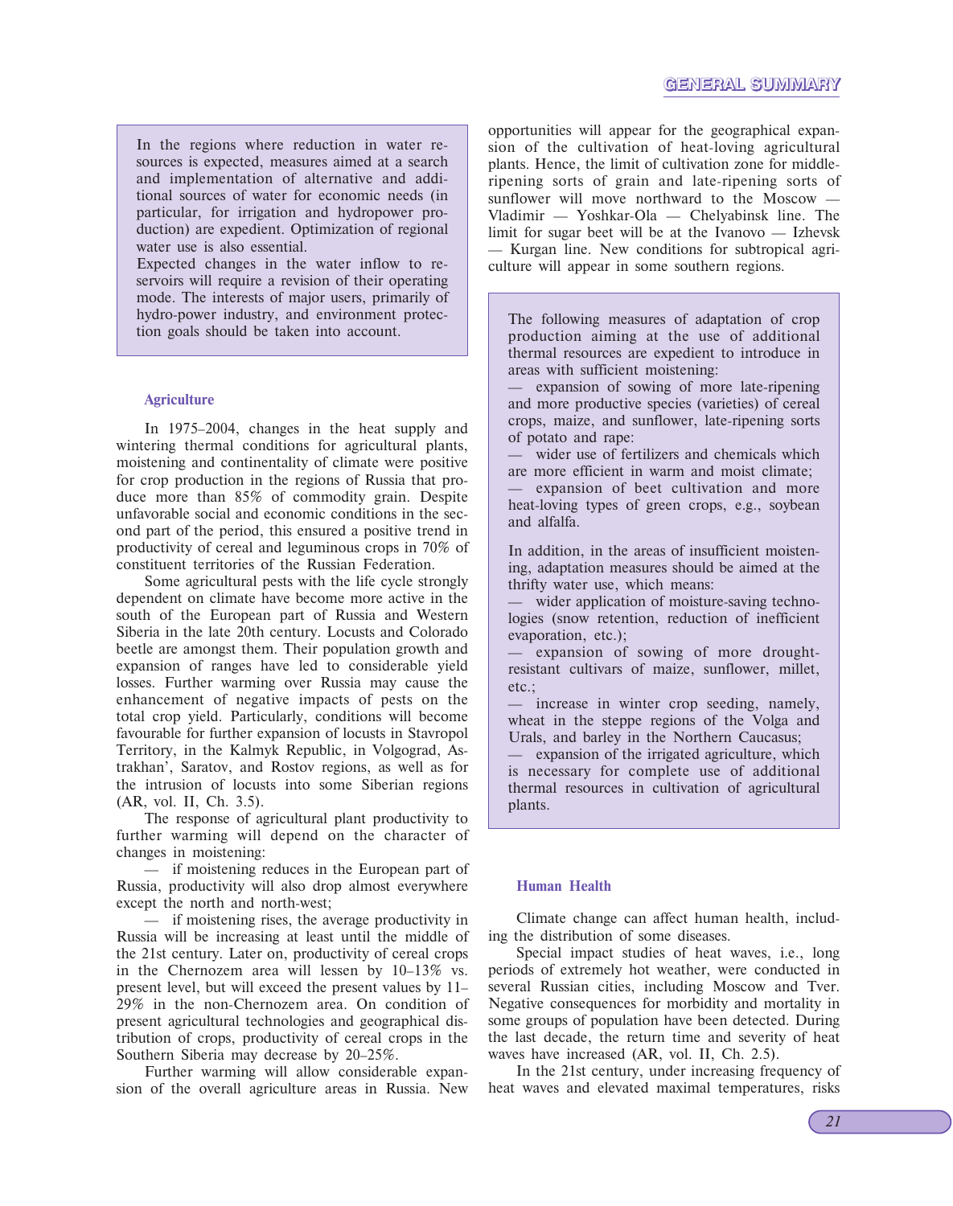In the regions where reduction in water resources is expected, measures aimed at a search and implementation of alternative and additional sources of water for economic needs (in particular, for irrigation and hydropower production) are expedient. Optimization of regional water use is also essential.

Expected changes in the water inflow to reservoirs will require a revision of their operating mode. The interests of major users, primarily of hydro-power industry, and environment protection goals should be taken into account.

### Agriculture

In 1975–2004, changes in the heat supply and wintering thermal conditions for agricultural plants, moistening and continentality of climate were positive for crop production in the regions of Russia that produce more than 85% of commodity grain. Despite unfavorable social and economic conditions in the second part of the period, this ensured a positive trend in productivity of cereal and leguminous crops in 70% of constituent territories of the Russian Federation.

Some agricultural pests with the life cycle strongly dependent on climate have become more active in the south of the European part of Russia and Western Siberia in the late 20th century. Locusts and Colorado beetle are amongst them. Their population growth and expansion of ranges have led to considerable yield losses. Further warming over Russia may cause the enhancement of negative impacts of pests on the total crop yield. Particularly, conditions will become favourable for further expansion of locusts in Stavropol Territory, in the Kalmyk Republic, in Volgograd, Astrakhan', Saratov, and Rostov regions, as well as for the intrusion of locusts into some Siberian regions (AR, vol. II, Ch. 3.5).

The response of agricultural plant productivity to further warming will depend on the character of changes in moistening:

— if moistening reduces in the European part of Russia, productivity will also drop almost everywhere except the north and north-west;

— if moistening rises, the average productivity in Russia will be increasing at least until the middle of the 21st century. Later on, productivity of cereal crops in the Chernozem area will lessen by 10–13% vs. present level, but will exceed the present values by 11–29% in the non-Chernozem area. On condition of present agricultural technologies and geographical distribution of crops, productivity of cereal crops in the Southern Siberia may decrease by 20–25%.

Further warming will allow considerable expansion of the overall agriculture areas in Russia. New opportunities will appear for the geographical expansion of the cultivation of heat-loving agricultural plants. Hence, the limit of cultivation zone for middle-ripening sorts of grain and late-ripening sorts of sunflower will move northward to the Moscow — Vladimir — Yoshkar-Ola — Chelyabinsk line. The limit for sugar beet will be at the Ivanovo — Izhevsk — Kurgan line. New conditions for subtropical agriculture will appear in some southern regions.

The following measures of adaptation of crop production aiming at the use of additional thermal resources are expedient to introduce in areas with sufficient moistening:

— expansion of sowing of more late-ripening and more productive species (varieties) of cereal crops, maize, and sunflower, late-ripening sorts of potato and rape:

— wider use of fertilizers and chemicals which are more efficient in warm and moist climate;

— expansion of beet cultivation and more heat-loving types of green crops, e.g., soybean and alfalfa.

In addition, in the areas of insufficient moistening, adaptation measures should be aimed at the thrifty water use, which means:

— wider application of moisture-saving technologies (snow retention, reduction of inefficient evaporation, etc.);

— expansion of sowing of more drought-resistant cultivars of maize, sunflower, millet, etc.;

— increase in winter crop seeding, namely, wheat in the steppe regions of the Volga and Urals, and barley in the Northern Caucasus;

— expansion of the irrigated agriculture, which is necessary for complete use of additional thermal resources in cultivation of agricultural plants.

### Human Health

Climate change can affect human health, including the distribution of some diseases.

Special impact studies of heat waves, i.e., long periods of extremely hot weather, were conducted in several Russian cities, including Moscow and Tver. Negative consequences for morbidity and mortality in some groups of population have been detected. During the last decade, the return time and severity of heat waves have increased (AR, vol. II, Ch. 2.5).

In the 21st century, under increasing frequency of heat waves and elevated maximal temperatures, risks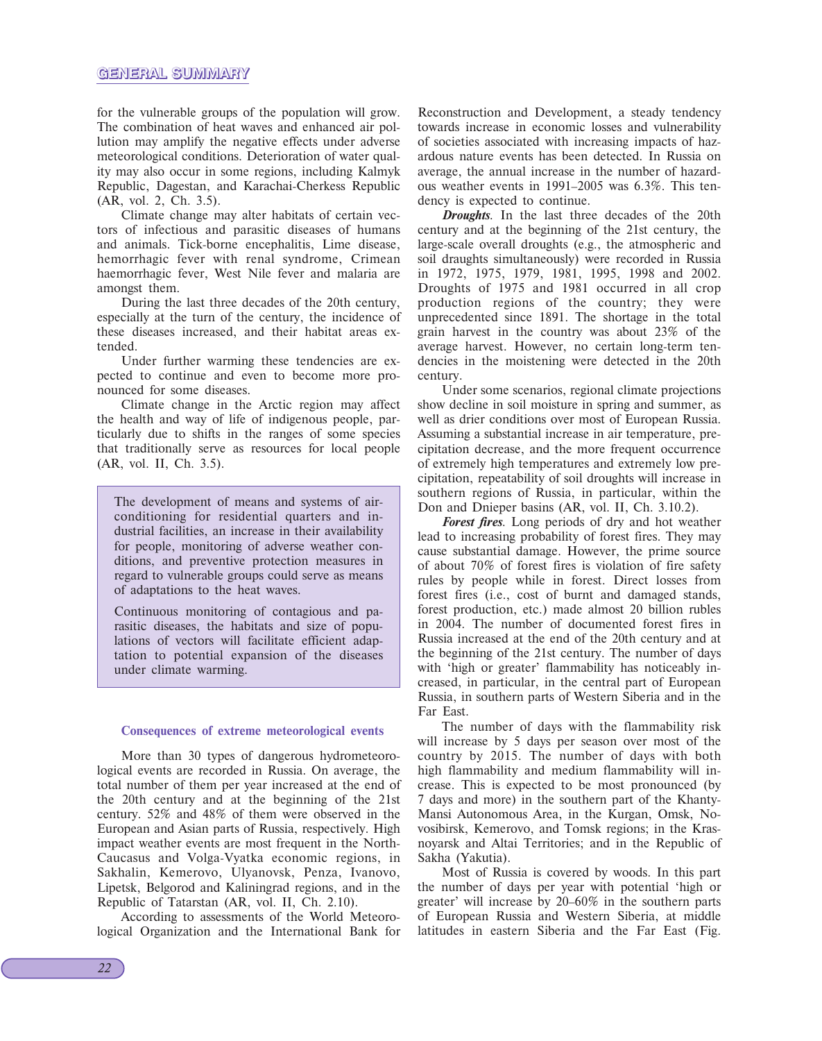for the vulnerable groups of the population will grow. The combination of heat waves and enhanced air pollution may amplify the negative effects under adverse meteorological conditions. Deterioration of water quality may also occur in some regions, including Kalmyk Republic, Dagestan, and Karachai-Cherkess Republic (AR, vol. 2, Ch. 3.5).

Climate change may alter habitats of certain vectors of infectious and parasitic diseases of humans and animals. Tick-borne encephalitis, Lime disease, hemorrhagic fever with renal syndrome, Crimean haemorrhagic fever, West Nile fever and malaria are amongst them.

During the last three decades of the 20th century, especially at the turn of the century, the incidence of these diseases increased, and their habitat areas extended.

Under further warming these tendencies are expected to continue and even to become more pronounced for some diseases.

Climate change in the Arctic region may affect the health and way of life of indigenous people, particularly due to shifts in the ranges of some species that traditionally serve as resources for local people (AR, vol. II, Ch. 3.5).

> The development of means and systems of air-conditioning for residential quarters and industrial facilities, an increase in their availability for people, monitoring of adverse weather conditions, and preventive protection measures in regard to vulnerable groups could serve as means of adaptations to the heat waves.
>
> Continuous monitoring of contagious and parasitic diseases, the habitats and size of populations of vectors will facilitate efficient adaptation to potential expansion of the diseases under climate warming.

### Consequences of extreme meteorological events

More than 30 types of dangerous hydrometeorological events are recorded in Russia. On average, the total number of them per year increased at the end of the 20th century and at the beginning of the 21st century. 52% and 48% of them were observed in the European and Asian parts of Russia, respectively. High impact weather events are most frequent in the North-Caucasus and Volga-Vyatka economic regions, in Sakhalin, Kemerovo, Ulyanovsk, Penza, Ivanovo, Lipetsk, Belgorod and Kaliningrad regions, and in the Republic of Tatarstan (AR, vol. II, Ch. 2.10).

According to assessments of the World Meteorological Organization and the International Bank for Reconstruction and Development, a steady tendency towards increase in economic losses and vulnerability of societies associated with increasing impacts of hazardous nature events has been detected. In Russia on average, the annual increase in the number of hazardous weather events in 1991–2005 was 6.3%. This tendency is expected to continue.

***Droughts***. In the last three decades of the 20th century and at the beginning of the 21st century, the large-scale overall droughts (e.g., the atmospheric and soil draughts simultaneously) were recorded in Russia in 1972, 1975, 1979, 1981, 1995, 1998 and 2002. Droughts of 1975 and 1981 occurred in all crop production regions of the country; they were unprecedented since 1891. The shortage in the total grain harvest in the country was about 23% of the average harvest. However, no certain long-term tendencies in the moistening were detected in the 20th century.

Under some scenarios, regional climate projections show decline in soil moisture in spring and summer, as well as drier conditions over most of European Russia. Assuming a substantial increase in air temperature, precipitation decrease, and the more frequent occurrence of extremely high temperatures and extremely low precipitation, repeatability of soil droughts will increase in southern regions of Russia, in particular, within the Don and Dnieper basins (AR, vol. II, Ch. 3.10.2).

***Forest fires***. Long periods of dry and hot weather lead to increasing probability of forest fires. They may cause substantial damage. However, the prime source of about 70% of forest fires is violation of fire safety rules by people while in forest. Direct losses from forest fires (i.e., cost of burnt and damaged stands, forest production, etc.) made almost 20 billion rubles in 2004. The number of documented forest fires in Russia increased at the end of the 20th century and at the beginning of the 21st century. The number of days with 'high or greater' flammability has noticeably increased, in particular, in the central part of European Russia, in southern parts of Western Siberia and in the Far East.

The number of days with the flammability risk will increase by 5 days per season over most of the country by 2015. The number of days with both high flammability and medium flammability will increase. This is expected to be most pronounced (by 7 days and more) in the southern part of the Khanty-Mansi Autonomous Area, in the Kurgan, Omsk, Novosibirsk, Kemerovo, and Tomsk regions; in the Krasnoyarsk and Altai Territories; and in the Republic of Sakha (Yakutia).

Most of Russia is covered by woods. In this part the number of days per year with potential 'high or greater' will increase by 20–60% in the southern parts of European Russia and Western Siberia, at middle latitudes in eastern Siberia and the Far East (Fig.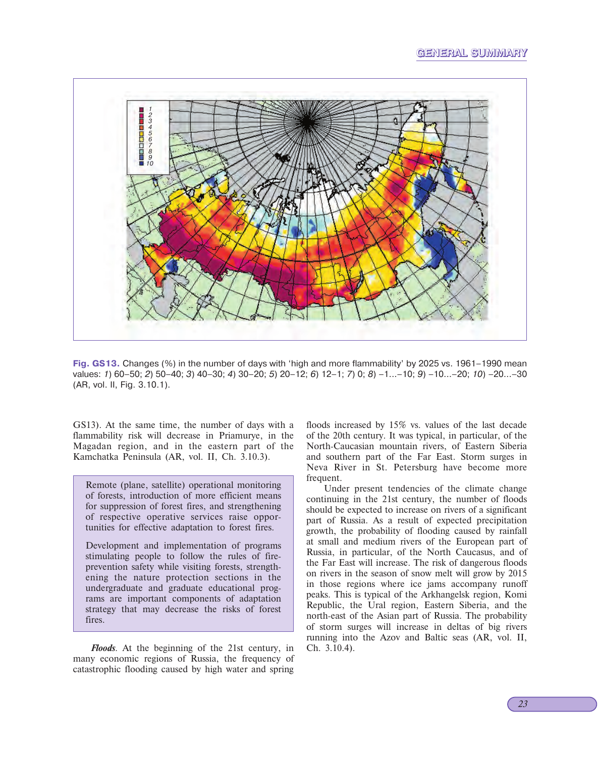Fig. GS13. Changes (%) in the number of days with 'high and more flammability' by 2025 vs. 1961–1990 mean values: *1*) 60–50; *2*) 50–40; *3*) 40–30; *4*) 30–20; *5*) 20–12; *6*) 12–1; *7*) 0; *8*) −1...−10; *9*) −10...−20; *10*) −20...−30 (AR, vol. II, Fig. 3.10.1).

GS13). At the same time, the number of days with a flammability risk will decrease in Priamurye, in the Magadan region, and in the eastern part of the Kamchatka Peninsula (AR, vol. II, Ch. 3.10.3).

> Remote (plane, satellite) operational monitoring of forests, introduction of more efficient means for suppression of forest fires, and strengthening of respective operative services raise opportunities for effective adaptation to forest fires.
>
> Development and implementation of programs stimulating people to follow the rules of fire-prevention safety while visiting forests, strengthening the nature protection sections in the undergraduate and graduate educational programs are important components of adaptation strategy that may decrease the risks of forest fires.

***Floods.*** At the beginning of the 21st century, in many economic regions of Russia, the frequency of catastrophic flooding caused by high water and spring floods increased by 15% vs. values of the last decade of the 20th century. It was typical, in particular, of the North-Caucasian mountain rivers, of Eastern Siberia and southern part of the Far East. Storm surges in Neva River in St. Petersburg have become more frequent.

Under present tendencies of the climate change continuing in the 21st century, the number of floods should be expected to increase on rivers of a significant part of Russia. As a result of expected precipitation growth, the probability of flooding caused by rainfall at small and medium rivers of the European part of Russia, in particular, of the North Caucasus, and of the Far East will increase. The risk of dangerous floods on rivers in the season of snow melt will grow by 2015 in those regions where ice jams accompany runoff peaks. This is typical of the Arkhangelsk region, Komi Republic, the Ural region, Eastern Siberia, and the north-east of the Asian part of Russia. The probability of storm surges will increase in deltas of big rivers running into the Azov and Baltic seas (AR, vol. II, Ch. 3.10.4).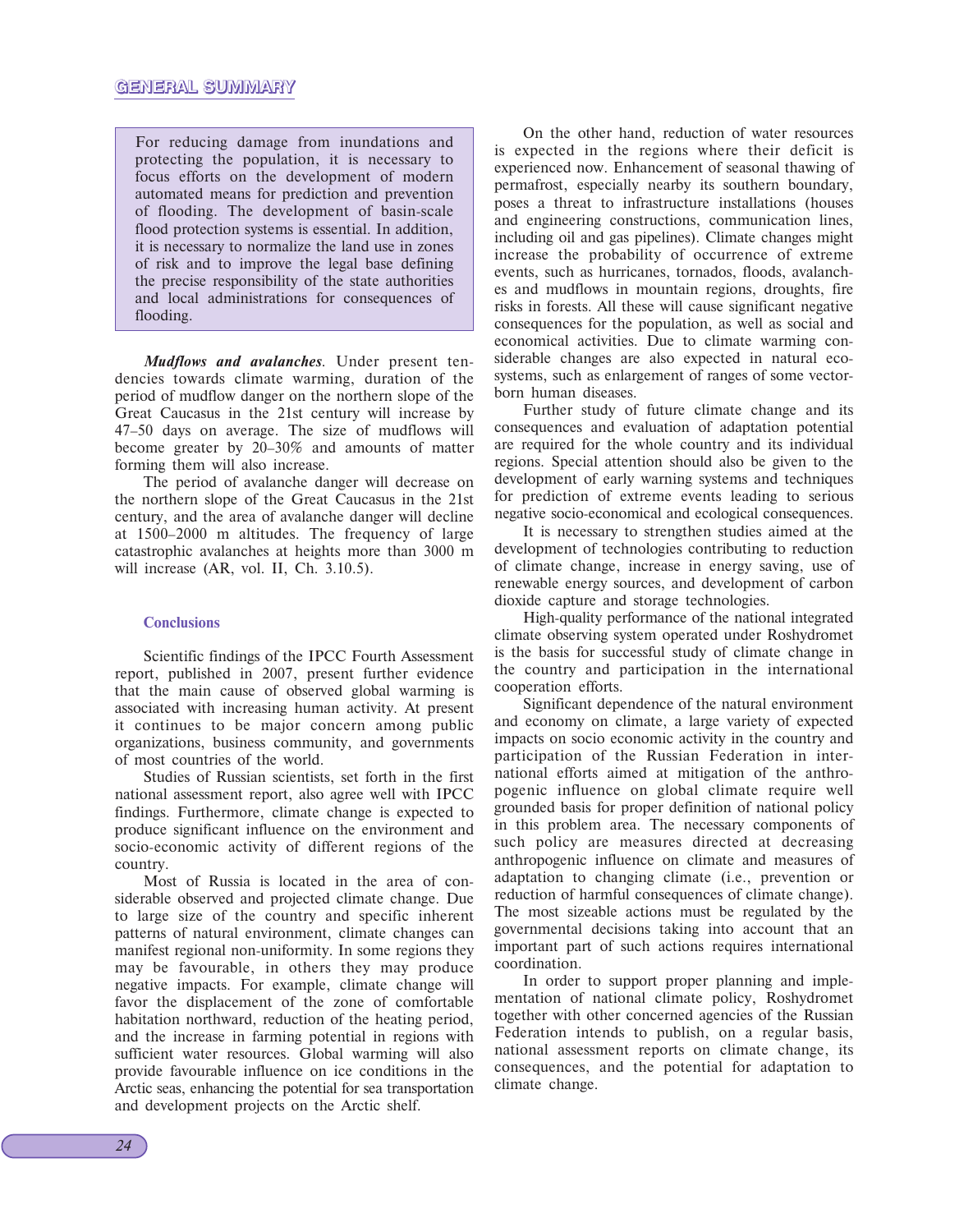For reducing damage from inundations and protecting the population, it is necessary to focus efforts on the development of modern automated means for prediction and prevention of flooding. The development of basin-scale flood protection systems is essential. In addition, it is necessary to normalize the land use in zones of risk and to improve the legal base defining the precise responsibility of the state authorities and local administrations for consequences of flooding.

***Mudflows and avalanches***. Under present tendencies towards climate warming, duration of the period of mudflow danger on the northern slope of the Great Caucasus in the 21st century will increase by 47–50 days on average. The size of mudflows will become greater by 20–30% and amounts of matter forming them will also increase.

The period of avalanche danger will decrease on the northern slope of the Great Caucasus in the 21st century, and the area of avalanche danger will decline at 1500–2000 m altitudes. The frequency of large catastrophic avalanches at heights more than 3000 m will increase (AR, vol. II, Ch. 3.10.5).

## Conclusions

Scientific findings of the IPCC Fourth Assessment report, published in 2007, present further evidence that the main cause of observed global warming is associated with increasing human activity. At present it continues to be major concern among public organizations, business community, and governments of most countries of the world.

Studies of Russian scientists, set forth in the first national assessment report, also agree well with IPCC findings. Furthermore, climate change is expected to produce significant influence on the environment and socio-economic activity of different regions of the country.

Most of Russia is located in the area of considerable observed and projected climate change. Due to large size of the country and specific inherent patterns of natural environment, climate changes can manifest regional non-uniformity. In some regions they may be favourable, in others they may produce negative impacts. For example, climate change will favor the displacement of the zone of comfortable habitation northward, reduction of the heating period, and the increase in farming potential in regions with sufficient water resources. Global warming will also provide favourable influence on ice conditions in the Arctic seas, enhancing the potential for sea transportation and development projects on the Arctic shelf.

On the other hand, reduction of water resources is expected in the regions where their deficit is experienced now. Enhancement of seasonal thawing of permafrost, especially nearby its southern boundary, poses a threat to infrastructure installations (houses and engineering constructions, communication lines, including oil and gas pipelines). Climate changes might increase the probability of occurrence of extreme events, such as hurricanes, tornados, floods, avalanches and mudflows in mountain regions, droughts, fire risks in forests. All these will cause significant negative consequences for the population, as well as social and economical activities. Due to climate warming considerable changes are also expected in natural ecosystems, such as enlargement of ranges of some vector-born human diseases.

Further study of future climate change and its consequences and evaluation of adaptation potential are required for the whole country and its individual regions. Special attention should also be given to the development of early warning systems and techniques for prediction of extreme events leading to serious negative socio-economical and ecological consequences.

It is necessary to strengthen studies aimed at the development of technologies contributing to reduction of climate change, increase in energy saving, use of renewable energy sources, and development of carbon dioxide capture and storage technologies.

High-quality performance of the national integrated climate observing system operated under Roshydromet is the basis for successful study of climate change in the country and participation in the international cooperation efforts.

Significant dependence of the natural environment and economy on climate, a large variety of expected impacts on socio economic activity in the country and participation of the Russian Federation in international efforts aimed at mitigation of the anthropogenic influence on global climate require well grounded basis for proper definition of national policy in this problem area. The necessary components of such policy are measures directed at decreasing anthropogenic influence on climate and measures of adaptation to changing climate (i.e., prevention or reduction of harmful consequences of climate change). The most sizeable actions must be regulated by the governmental decisions taking into account that an important part of such actions requires international coordination.

In order to support proper planning and implementation of national climate policy, Roshydromet together with other concerned agencies of the Russian Federation intends to publish, on a regular basis, national assessment reports on climate change, its consequences, and the potential for adaptation to climate change.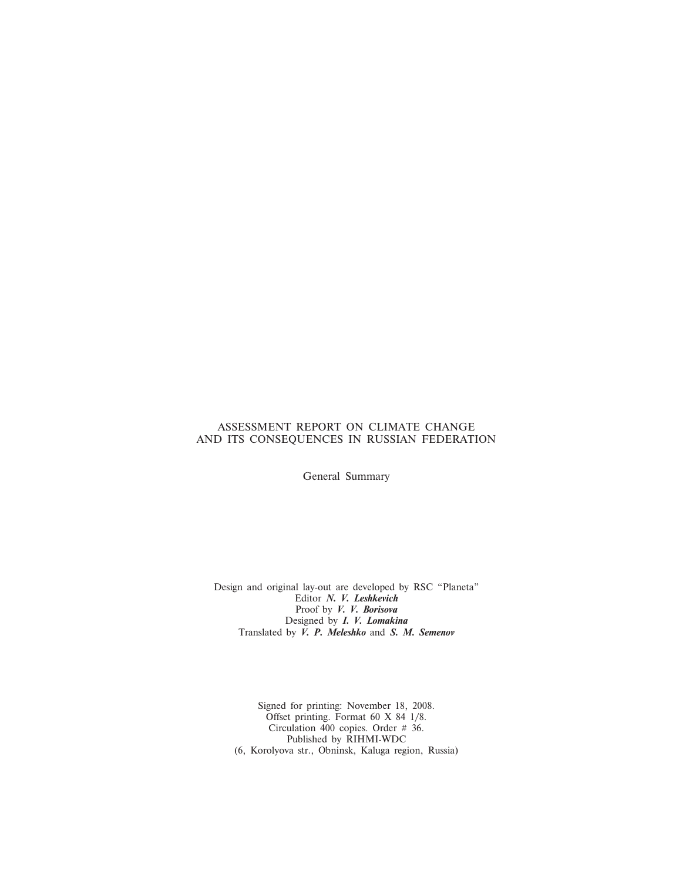ASSESSMENT REPORT ON CLIMATE CHANGE
AND ITS CONSEQUENCES IN RUSSIAN FEDERATION

General Summary

Design and original lay-out are developed by RSC "Planeta"
Editor ***N. V. Leshkevich***
Proof by ***V. V. Borisova***
Designed by ***I. V. Lomakina***
Translated by ***V. P. Meleshko*** and ***S. M. Semenov***

Signed for printing: November 18, 2008.
Offset printing. Format 60 X 84 1/8.
Circulation 400 copies. Order # 36.
Published by RIHMI-WDC
(6, Korolyova str., Obninsk, Kaluga region, Russia)